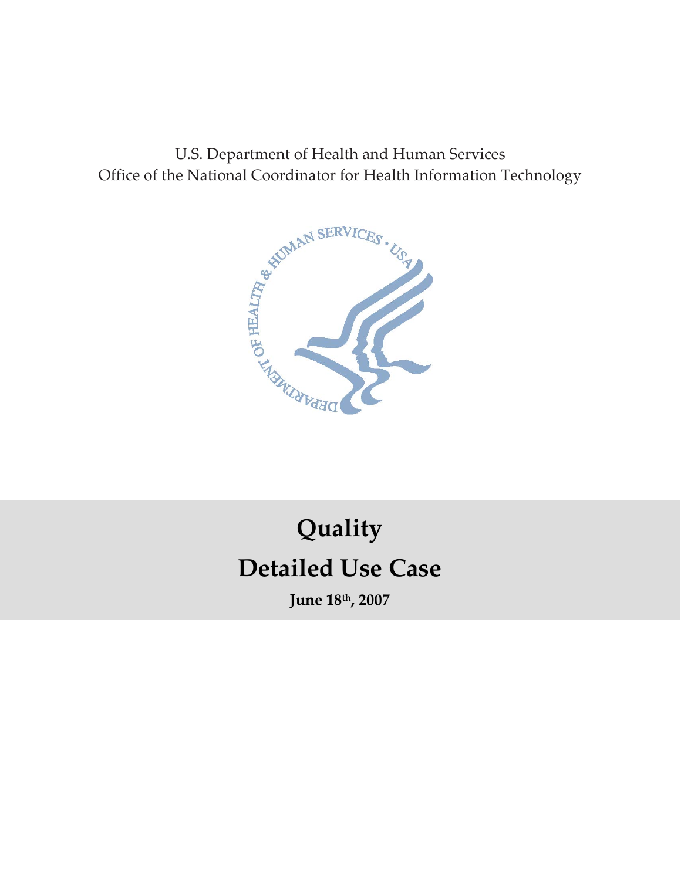U.S. Department of Health and Human Services
Office of the National Coordinator for Health Information Technology

# Quality
# Detailed Use Case

**June 18th, 2007**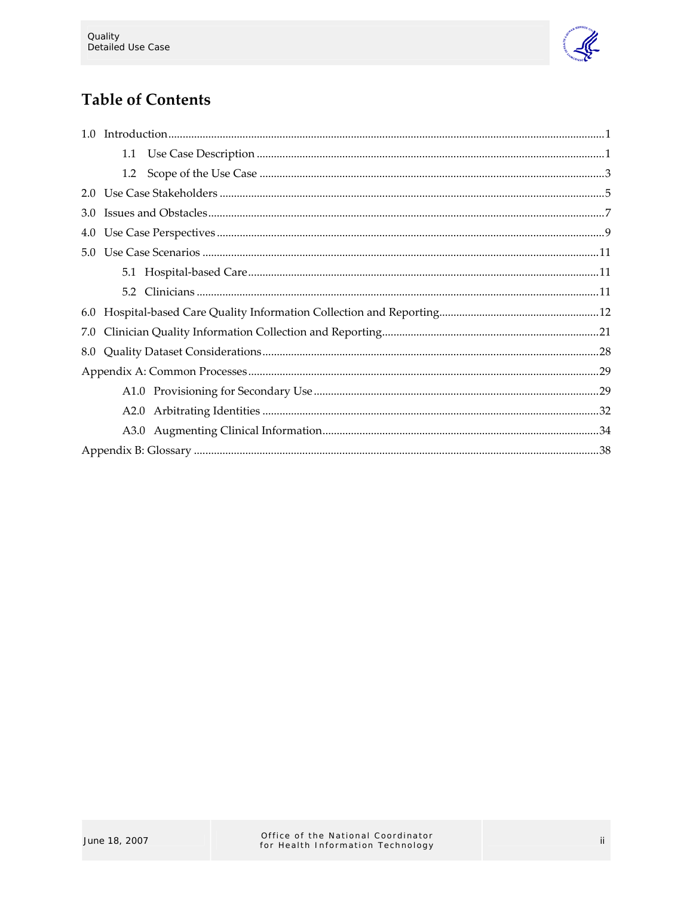# Table of Contents

- 1.0 Introduction ... 1
  - 1.1 Use Case Description ... 1
  - 1.2 Scope of the Use Case ... 3
- 2.0 Use Case Stakeholders ... 5
- 3.0 Issues and Obstacles ... 7
- 4.0 Use Case Perspectives ... 9
- 5.0 Use Case Scenarios ... 11
  - 5.1 Hospital-based Care ... 11
  - 5.2 Clinicians ... 11
- 6.0 Hospital-based Care Quality Information Collection and Reporting ... 12
- 7.0 Clinician Quality Information Collection and Reporting ... 21
- 8.0 Quality Dataset Considerations ... 28
- Appendix A: Common Processes ... 29
  - A1.0 Provisioning for Secondary Use ... 29
  - A2.0 Arbitrating Identities ... 32
  - A3.0 Augmenting Clinical Information ... 34
- Appendix B: Glossary ... 38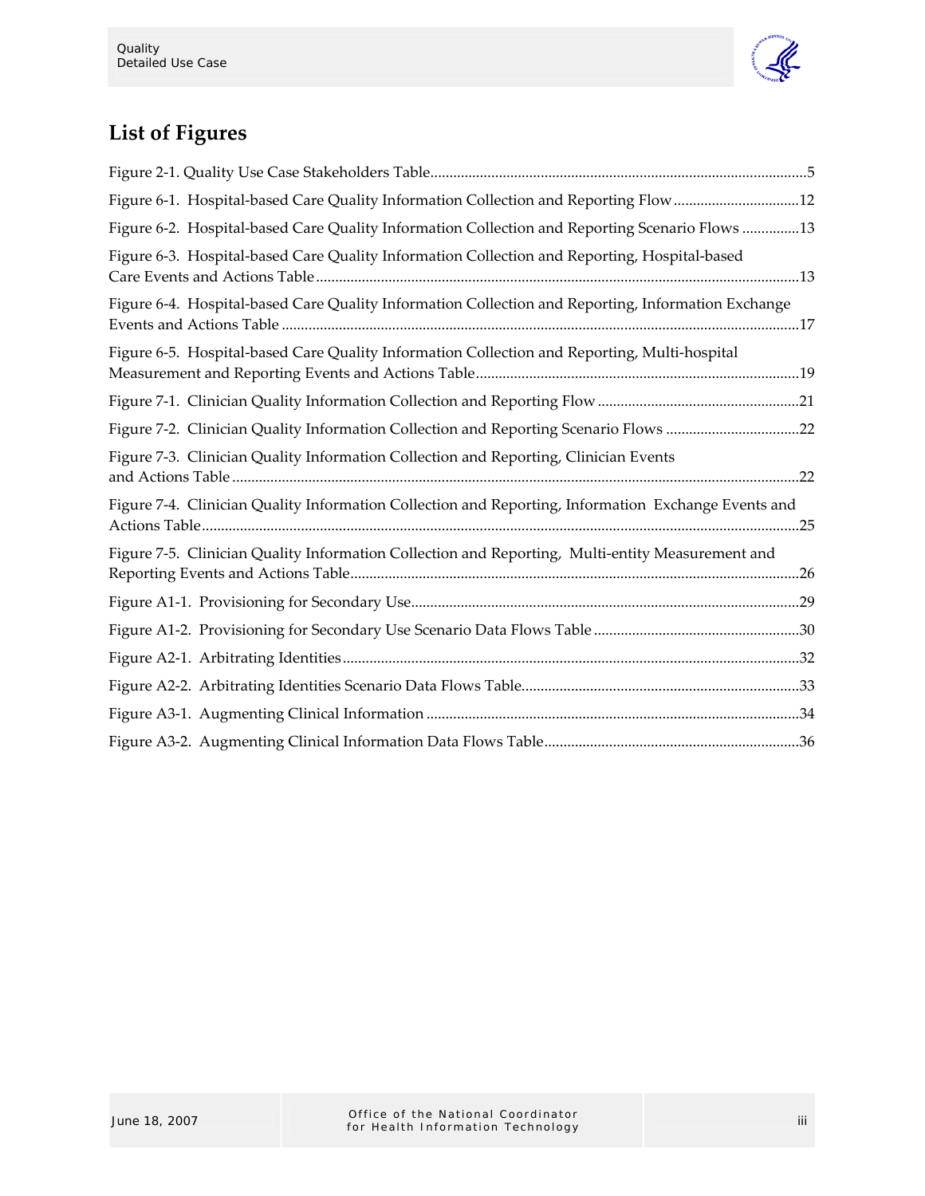# List of Figures

Figure 2-1. Quality Use Case Stakeholders Table....5

Figure 6-1. Hospital-based Care Quality Information Collection and Reporting Flow....12

Figure 6-2. Hospital-based Care Quality Information Collection and Reporting Scenario Flows....13

Figure 6-3. Hospital-based Care Quality Information Collection and Reporting, Hospital-based Care Events and Actions Table....13

Figure 6-4. Hospital-based Care Quality Information Collection and Reporting, Information Exchange Events and Actions Table....17

Figure 6-5. Hospital-based Care Quality Information Collection and Reporting, Multi-hospital Measurement and Reporting Events and Actions Table....19

Figure 7-1. Clinician Quality Information Collection and Reporting Flow....21

Figure 7-2. Clinician Quality Information Collection and Reporting Scenario Flows....22

Figure 7-3. Clinician Quality Information Collection and Reporting, Clinician Events and Actions Table....22

Figure 7-4. Clinician Quality Information Collection and Reporting, Information Exchange Events and Actions Table....25

Figure 7-5. Clinician Quality Information Collection and Reporting, Multi-entity Measurement and Reporting Events and Actions Table....26

Figure A1-1. Provisioning for Secondary Use....29

Figure A1-2. Provisioning for Secondary Use Scenario Data Flows Table....30

Figure A2-1. Arbitrating Identities....32

Figure A2-2. Arbitrating Identities Scenario Data Flows Table....33

Figure A3-1. Augmenting Clinical Information....34

Figure A3-2. Augmenting Clinical Information Data Flows Table....36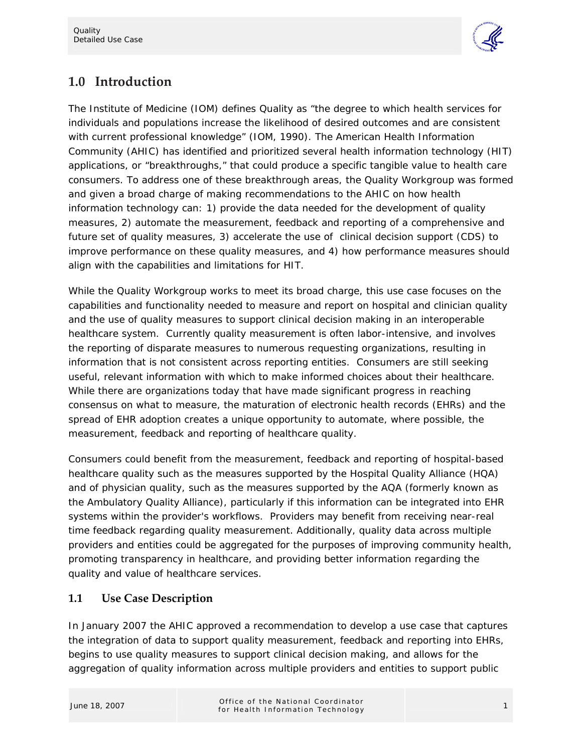# 1.0 Introduction

The Institute of Medicine (IOM) defines Quality as "the degree to which health services for individuals and populations increase the likelihood of desired outcomes and are consistent with current professional knowledge" (IOM, 1990). The American Health Information Community (AHIC) has identified and prioritized several health information technology (HIT) applications, or "breakthroughs," that could produce a specific tangible value to health care consumers. To address one of these breakthrough areas, the Quality Workgroup was formed and given a broad charge of making recommendations to the AHIC on how health information technology can: 1) provide the data needed for the development of quality measures, 2) automate the measurement, feedback and reporting of a comprehensive and future set of quality measures, 3) accelerate the use of clinical decision support (CDS) to improve performance on these quality measures, and 4) how performance measures should align with the capabilities and limitations for HIT.

While the Quality Workgroup works to meet its broad charge, this use case focuses on the capabilities and functionality needed to measure and report on hospital and clinician quality and the use of quality measures to support clinical decision making in an interoperable healthcare system. Currently quality measurement is often labor-intensive, and involves the reporting of disparate measures to numerous requesting organizations, resulting in information that is not consistent across reporting entities. Consumers are still seeking useful, relevant information with which to make informed choices about their healthcare. While there are organizations today that have made significant progress in reaching consensus on what to measure, the maturation of electronic health records (EHRs) and the spread of EHR adoption creates a unique opportunity to automate, where possible, the measurement, feedback and reporting of healthcare quality.

Consumers could benefit from the measurement, feedback and reporting of hospital-based healthcare quality such as the measures supported by the Hospital Quality Alliance (HQA) and of physician quality, such as the measures supported by the AQA (formerly known as the Ambulatory Quality Alliance), particularly if this information can be integrated into EHR systems within the provider's workflows. Providers may benefit from receiving near-real time feedback regarding quality measurement. Additionally, quality data across multiple providers and entities could be aggregated for the purposes of improving community health, promoting transparency in healthcare, and providing better information regarding the quality and value of healthcare services.

## 1.1 Use Case Description

In January 2007 the AHIC approved a recommendation to develop a use case that captures the integration of data to support quality measurement, feedback and reporting into EHRs, begins to use quality measures to support clinical decision making, and allows for the aggregation of quality information across multiple providers and entities to support public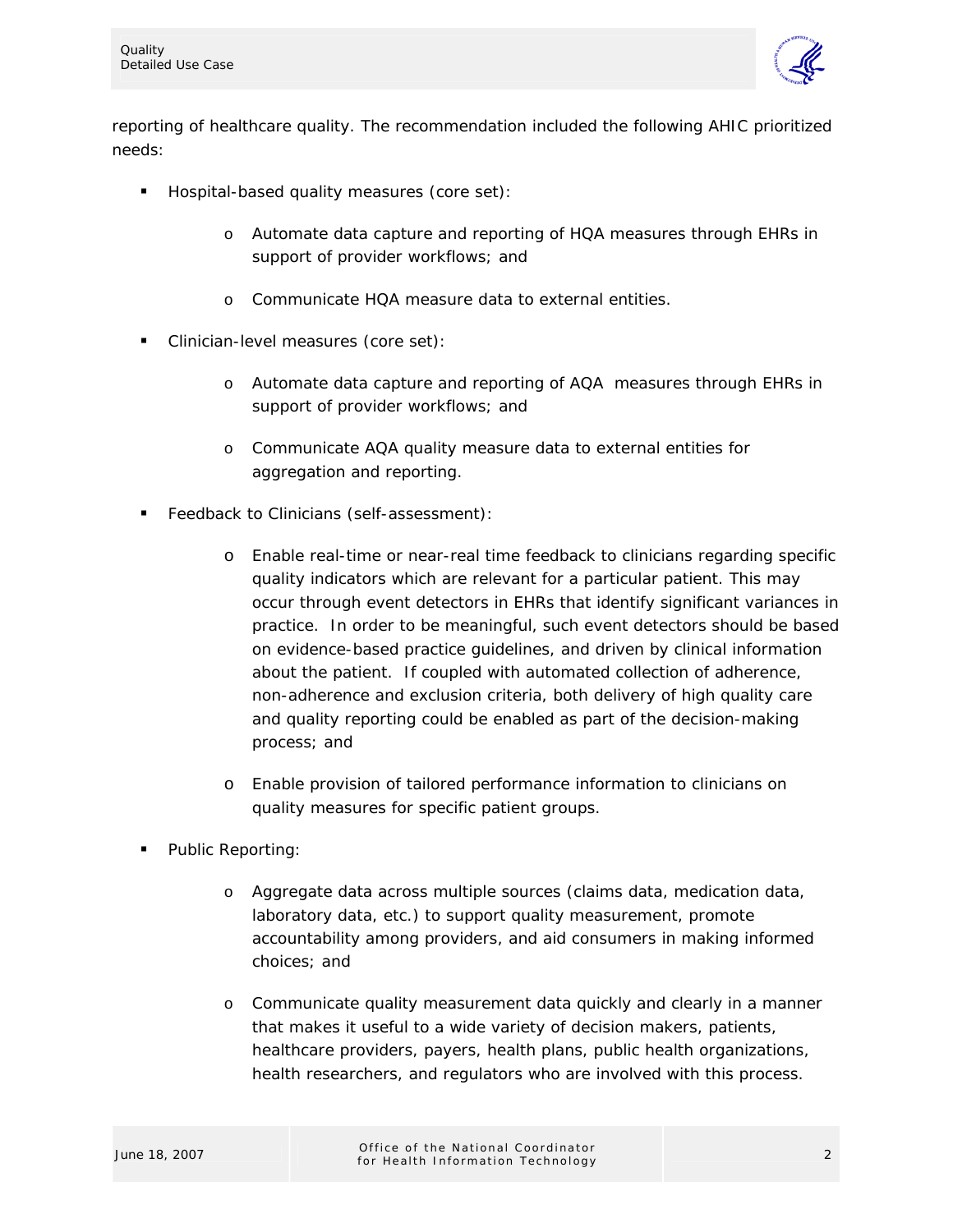reporting of healthcare quality. The recommendation included the following AHIC prioritized needs:

- Hospital-based quality measures (core set):
  - Automate data capture and reporting of HQA measures through EHRs in support of provider workflows; and
  - Communicate HQA measure data to external entities.
- Clinician-level measures (core set):
  - Automate data capture and reporting of AQA measures through EHRs in support of provider workflows; and
  - Communicate AQA quality measure data to external entities for aggregation and reporting.
- Feedback to Clinicians (self-assessment):
  - Enable real-time or near-real time feedback to clinicians regarding specific quality indicators which are relevant for a particular patient. This may occur through event detectors in EHRs that identify significant variances in practice. In order to be meaningful, such event detectors should be based on evidence-based practice guidelines, and driven by clinical information about the patient. If coupled with automated collection of adherence, non-adherence and exclusion criteria, both delivery of high quality care and quality reporting could be enabled as part of the decision-making process; and
  - Enable provision of tailored performance information to clinicians on quality measures for specific patient groups.
- Public Reporting:
  - Aggregate data across multiple sources (claims data, medication data, laboratory data, etc.) to support quality measurement, promote accountability among providers, and aid consumers in making informed choices; and
  - Communicate quality measurement data quickly and clearly in a manner that makes it useful to a wide variety of decision makers, patients, healthcare providers, payers, health plans, public health organizations, health researchers, and regulators who are involved with this process.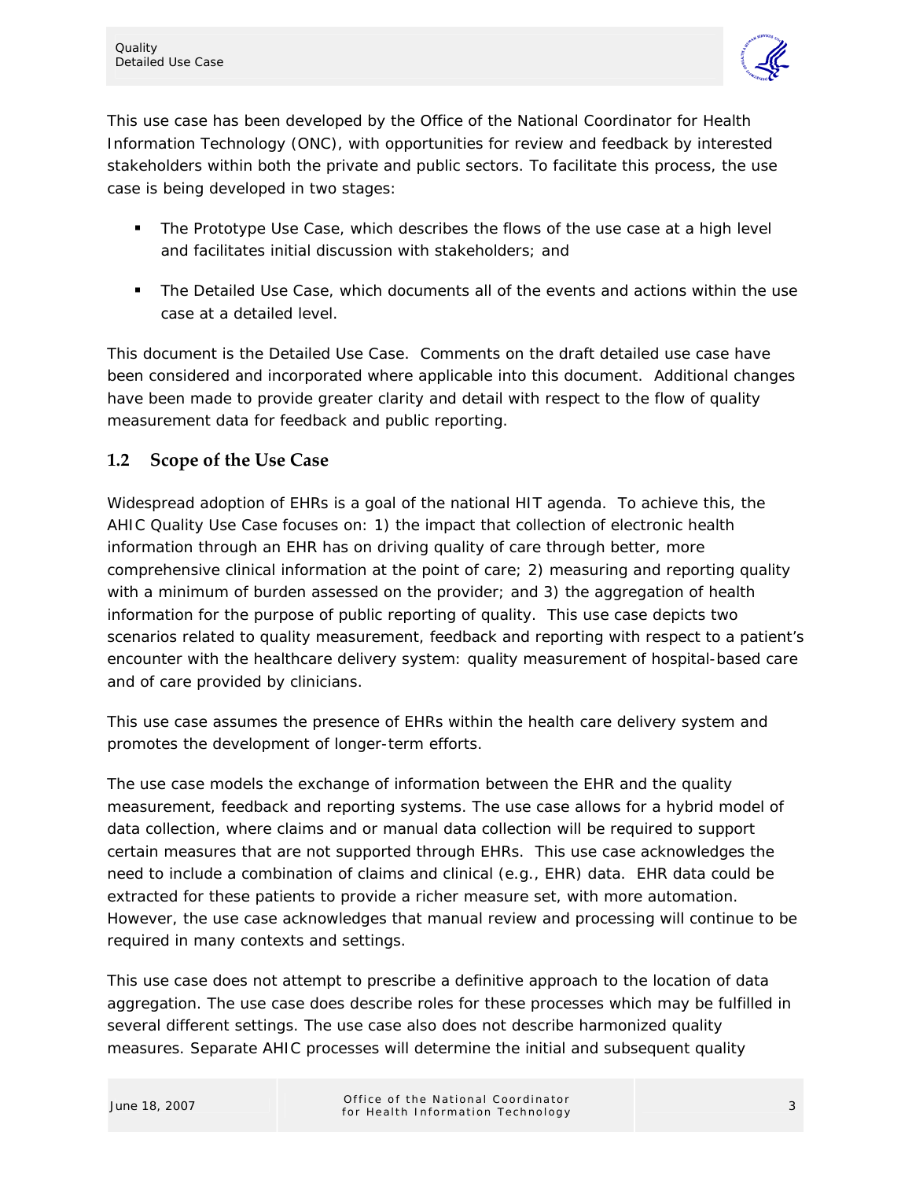This use case has been developed by the Office of the National Coordinator for Health Information Technology (ONC), with opportunities for review and feedback by interested stakeholders within both the private and public sectors. To facilitate this process, the use case is being developed in two stages:

- The Prototype Use Case, which describes the flows of the use case at a high level and facilitates initial discussion with stakeholders; and
- The Detailed Use Case, which documents all of the events and actions within the use case at a detailed level.

This document is the Detailed Use Case. Comments on the draft detailed use case have been considered and incorporated where applicable into this document. Additional changes have been made to provide greater clarity and detail with respect to the flow of quality measurement data for feedback and public reporting.

## 1.2 Scope of the Use Case

Widespread adoption of EHRs is a goal of the national HIT agenda. To achieve this, the AHIC Quality Use Case focuses on: 1) the impact that collection of electronic health information through an EHR has on driving quality of care through better, more comprehensive clinical information at the point of care; 2) measuring and reporting quality with a minimum of burden assessed on the provider; and 3) the aggregation of health information for the purpose of public reporting of quality. This use case depicts two scenarios related to quality measurement, feedback and reporting with respect to a patient's encounter with the healthcare delivery system: quality measurement of hospital-based care and of care provided by clinicians.

This use case assumes the presence of EHRs within the health care delivery system and promotes the development of longer-term efforts.

The use case models the exchange of information between the EHR and the quality measurement, feedback and reporting systems. The use case allows for a hybrid model of data collection, where claims and or manual data collection will be required to support certain measures that are not supported through EHRs. This use case acknowledges the need to include a combination of claims and clinical (e.g., EHR) data. EHR data could be extracted for these patients to provide a richer measure set, with more automation. However, the use case acknowledges that manual review and processing will continue to be required in many contexts and settings.

This use case does not attempt to prescribe a definitive approach to the location of data aggregation. The use case does describe roles for these processes which may be fulfilled in several different settings. The use case also does not describe harmonized quality measures. Separate AHIC processes will determine the initial and subsequent quality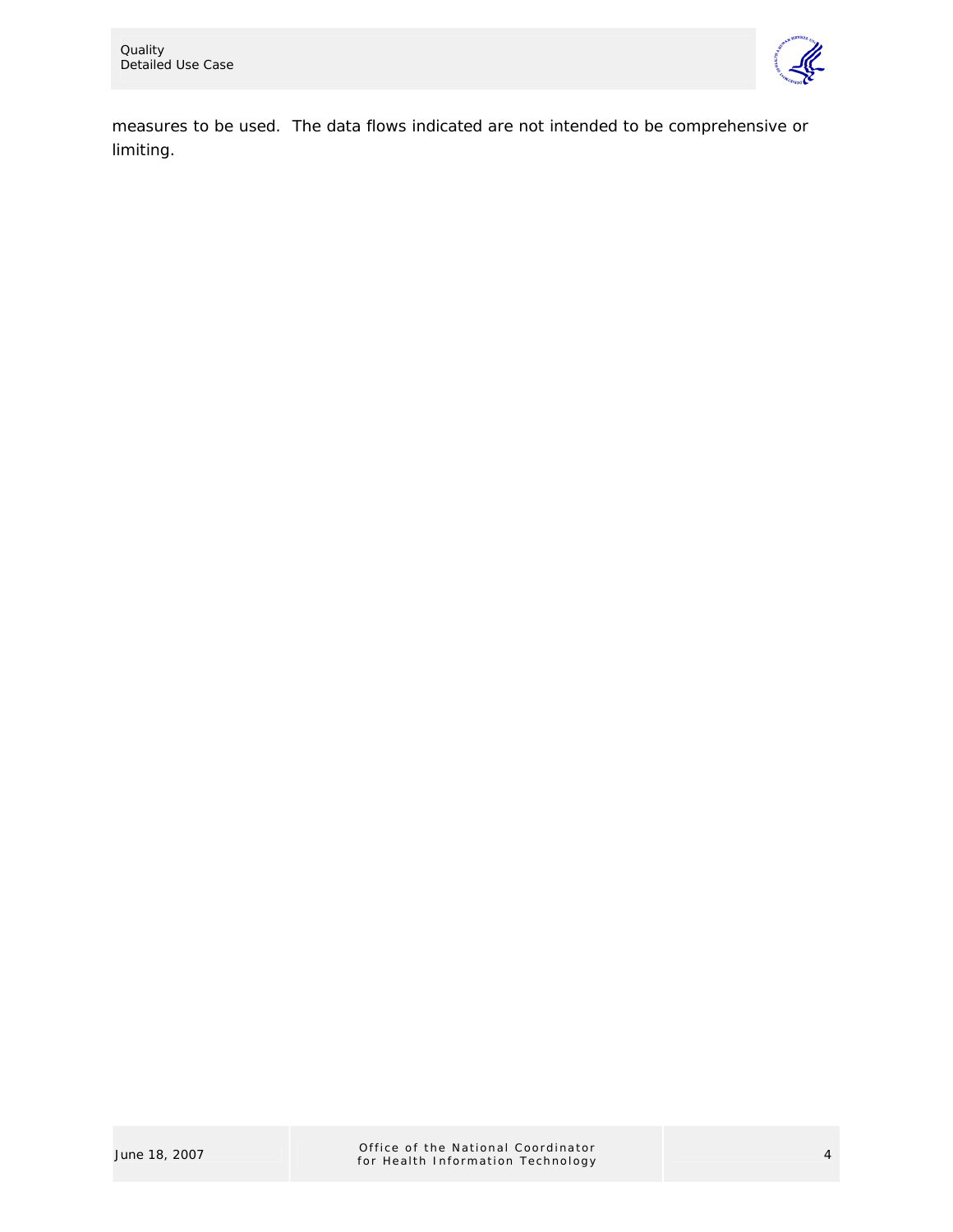measures to be used. The data flows indicated are not intended to be comprehensive or limiting.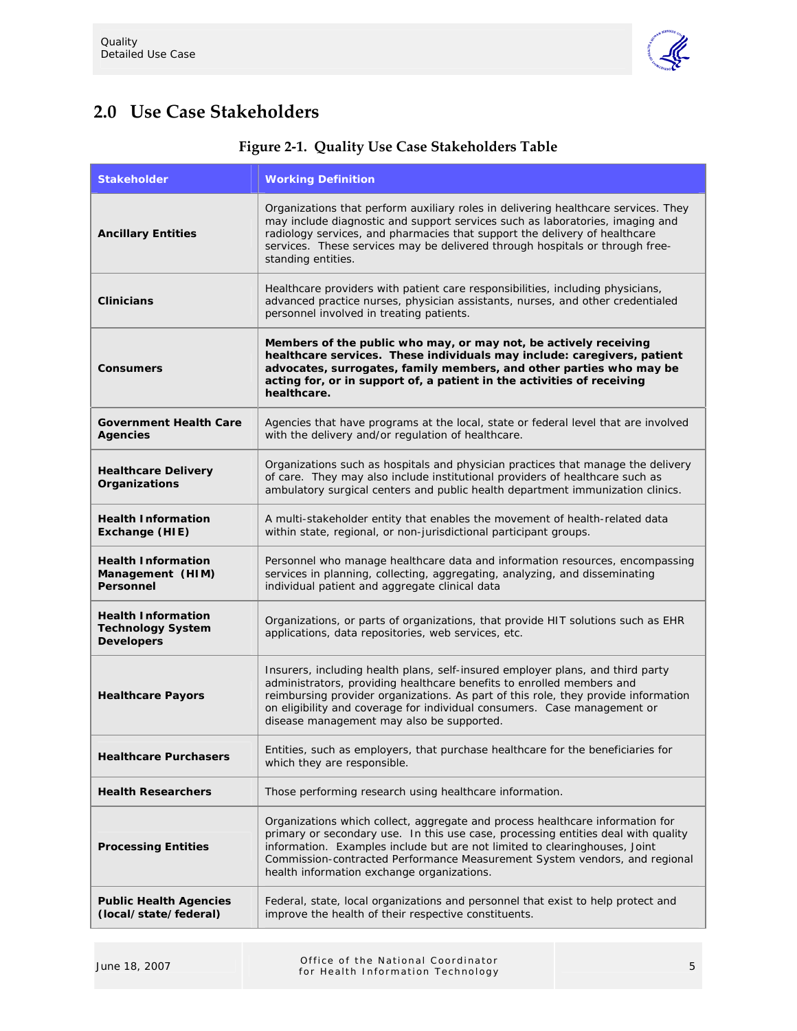## 2.0 Use Case Stakeholders

**Figure 2-1. Quality Use Case Stakeholders Table**

| Stakeholder | Working Definition |
|---|---|
| **Ancillary Entities** | Organizations that perform auxiliary roles in delivering healthcare services. They may include diagnostic and support services such as laboratories, imaging and radiology services, and pharmacies that support the delivery of healthcare services. These services may be delivered through hospitals or through free-standing entities. |
| **Clinicians** | Healthcare providers with patient care responsibilities, including physicians, advanced practice nurses, physician assistants, nurses, and other credentialed personnel involved in treating patients. |
| **Consumers** | **Members of the public who may, or may not, be actively receiving healthcare services. These individuals may include: caregivers, patient advocates, surrogates, family members, and other parties who may be acting for, or in support of, a patient in the activities of receiving healthcare.** |
| **Government Health Care Agencies** | Agencies that have programs at the local, state or federal level that are involved with the delivery and/or regulation of healthcare. |
| **Healthcare Delivery Organizations** | Organizations such as hospitals and physician practices that manage the delivery of care. They may also include institutional providers of healthcare such as ambulatory surgical centers and public health department immunization clinics. |
| **Health Information Exchange (HIE)** | A multi-stakeholder entity that enables the movement of health-related data within state, regional, or non-jurisdictional participant groups. |
| **Health Information Management (HIM) Personnel** | Personnel who manage healthcare data and information resources, encompassing services in planning, collecting, aggregating, analyzing, and disseminating individual patient and aggregate clinical data |
| **Health Information Technology System Developers** | Organizations, or parts of organizations, that provide HIT solutions such as EHR applications, data repositories, web services, etc. |
| **Healthcare Payors** | Insurers, including health plans, self-insured employer plans, and third party administrators, providing healthcare benefits to enrolled members and reimbursing provider organizations. As part of this role, they provide information on eligibility and coverage for individual consumers. Case management or disease management may also be supported. |
| **Healthcare Purchasers** | Entities, such as employers, that purchase healthcare for the beneficiaries for which they are responsible. |
| **Health Researchers** | Those performing research using healthcare information. |
| **Processing Entities** | Organizations which collect, aggregate and process healthcare information for primary or secondary use. In this use case, processing entities deal with quality information. Examples include but are not limited to clearinghouses, Joint Commission-contracted Performance Measurement System vendors, and regional health information exchange organizations. |
| **Public Health Agencies (local/state/federal)** | Federal, state, local organizations and personnel that exist to help protect and improve the health of their respective constituents. |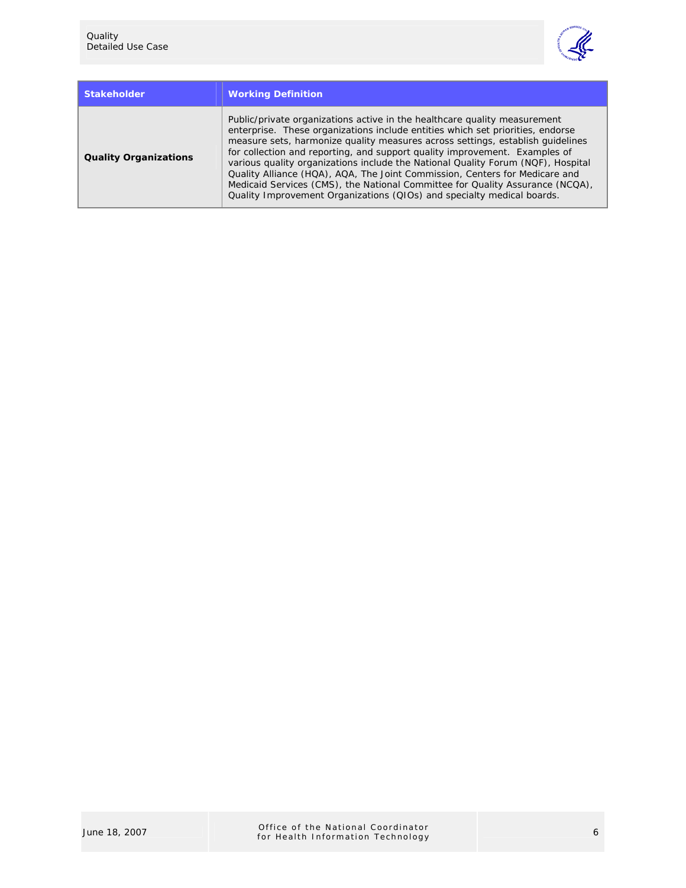| Stakeholder | Working Definition |
|---|---|
| **Quality Organizations** | Public/private organizations active in the healthcare quality measurement enterprise. These organizations include entities which set priorities, endorse measure sets, harmonize quality measures across settings, establish guidelines for collection and reporting, and support quality improvement. Examples of various quality organizations include the National Quality Forum (NQF), Hospital Quality Alliance (HQA), AQA, The Joint Commission, Centers for Medicare and Medicaid Services (CMS), the National Committee for Quality Assurance (NCQA), Quality Improvement Organizations (QIOs) and specialty medical boards. |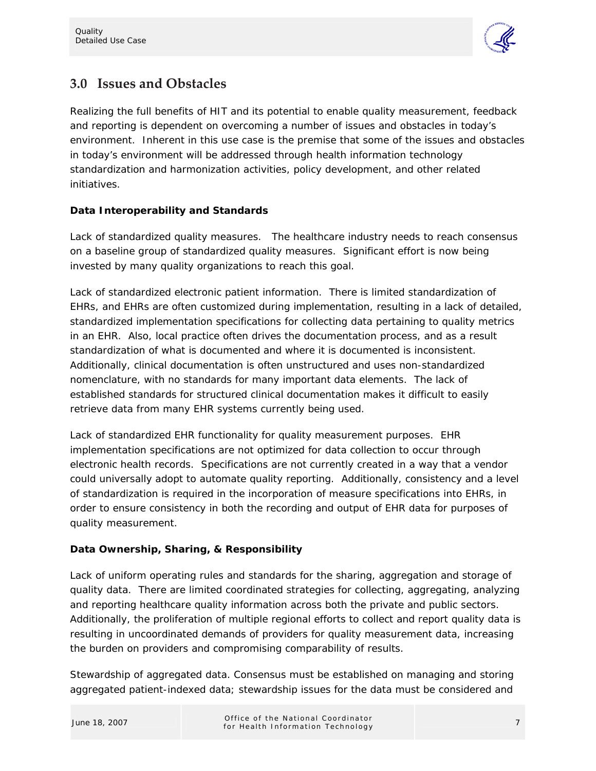## 3.0 Issues and Obstacles

Realizing the full benefits of HIT and its potential to enable quality measurement, feedback and reporting is dependent on overcoming a number of issues and obstacles in today's environment. Inherent in this use case is the premise that some of the issues and obstacles in today's environment will be addressed through health information technology standardization and harmonization activities, policy development, and other related initiatives.

**Data Interoperability and Standards**

Lack of standardized quality measures. The healthcare industry needs to reach consensus on a baseline group of standardized quality measures. Significant effort is now being invested by many quality organizations to reach this goal.

Lack of standardized electronic patient information. There is limited standardization of EHRs, and EHRs are often customized during implementation, resulting in a lack of detailed, standardized implementation specifications for collecting data pertaining to quality metrics in an EHR. Also, local practice often drives the documentation process, and as a result standardization of what is documented and where it is documented is inconsistent. Additionally, clinical documentation is often unstructured and uses non-standardized nomenclature, with no standards for many important data elements. The lack of established standards for structured clinical documentation makes it difficult to easily retrieve data from many EHR systems currently being used.

Lack of standardized EHR functionality for quality measurement purposes. EHR implementation specifications are not optimized for data collection to occur through electronic health records. Specifications are not currently created in a way that a vendor could universally adopt to automate quality reporting. Additionally, consistency and a level of standardization is required in the incorporation of measure specifications into EHRs, in order to ensure consistency in both the recording and output of EHR data for purposes of quality measurement.

**Data Ownership, Sharing, & Responsibility**

Lack of uniform operating rules and standards for the sharing, aggregation and storage of quality data. There are limited coordinated strategies for collecting, aggregating, analyzing and reporting healthcare quality information across both the private and public sectors. Additionally, the proliferation of multiple regional efforts to collect and report quality data is resulting in uncoordinated demands of providers for quality measurement data, increasing the burden on providers and compromising comparability of results.

Stewardship of aggregated data. Consensus must be established on managing and storing aggregated patient-indexed data; stewardship issues for the data must be considered and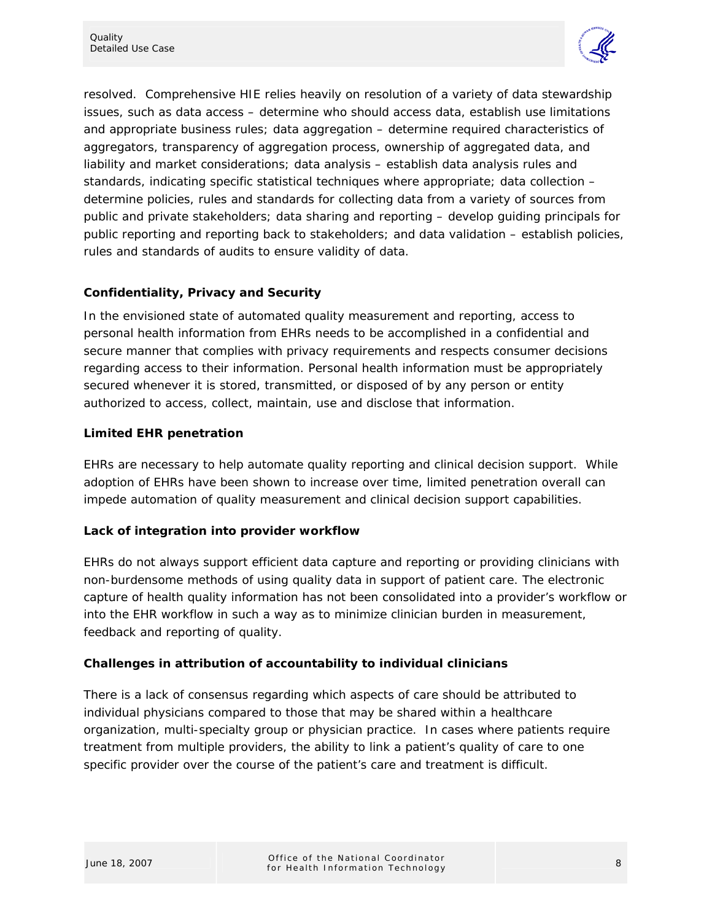resolved. Comprehensive HIE relies heavily on resolution of a variety of data stewardship issues, such as data access – determine who should access data, establish use limitations and appropriate business rules; data aggregation – determine required characteristics of aggregators, transparency of aggregation process, ownership of aggregated data, and liability and market considerations; data analysis – establish data analysis rules and standards, indicating specific statistical techniques where appropriate; data collection – determine policies, rules and standards for collecting data from a variety of sources from public and private stakeholders; data sharing and reporting – develop guiding principals for public reporting and reporting back to stakeholders; and data validation – establish policies, rules and standards of audits to ensure validity of data.

**Confidentiality, Privacy and Security**

In the envisioned state of automated quality measurement and reporting, access to personal health information from EHRs needs to be accomplished in a confidential and secure manner that complies with privacy requirements and respects consumer decisions regarding access to their information. Personal health information must be appropriately secured whenever it is stored, transmitted, or disposed of by any person or entity authorized to access, collect, maintain, use and disclose that information.

**Limited EHR penetration**

EHRs are necessary to help automate quality reporting and clinical decision support. While adoption of EHRs have been shown to increase over time, limited penetration overall can impede automation of quality measurement and clinical decision support capabilities.

**Lack of integration into provider workflow**

EHRs do not always support efficient data capture and reporting or providing clinicians with non-burdensome methods of using quality data in support of patient care. The electronic capture of health quality information has not been consolidated into a provider's workflow or into the EHR workflow in such a way as to minimize clinician burden in measurement, feedback and reporting of quality.

**Challenges in attribution of accountability to individual clinicians**

There is a lack of consensus regarding which aspects of care should be attributed to individual physicians compared to those that may be shared within a healthcare organization, multi-specialty group or physician practice. In cases where patients require treatment from multiple providers, the ability to link a patient's quality of care to one specific provider over the course of the patient's care and treatment is difficult.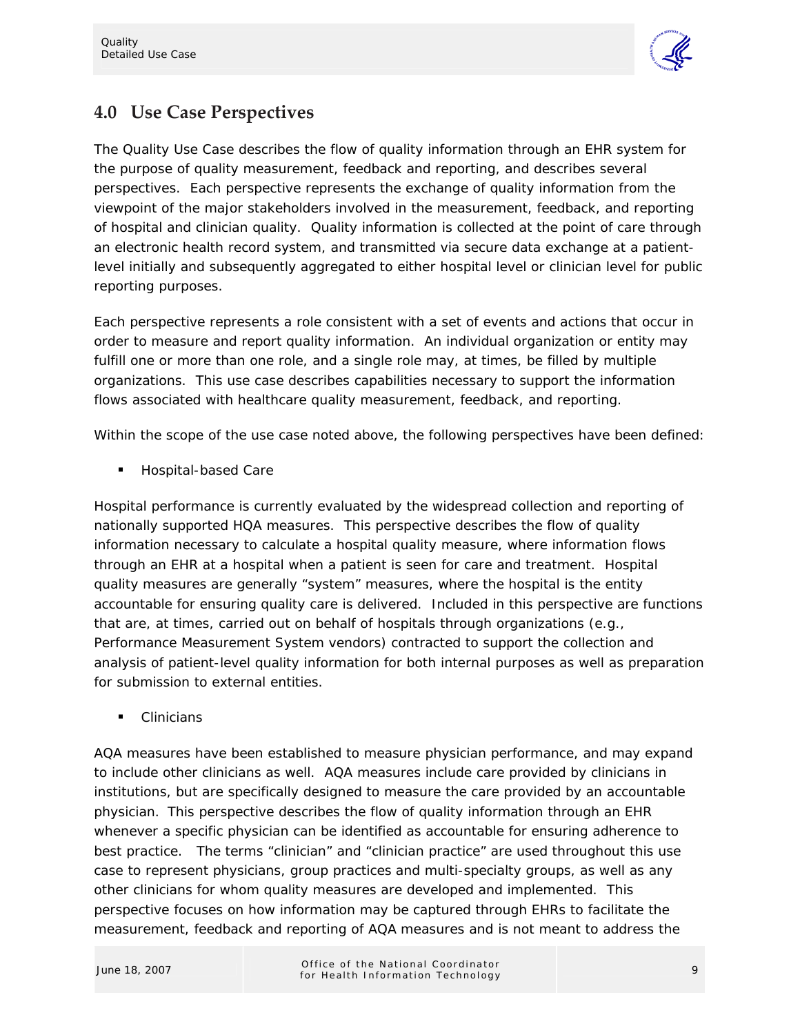## 4.0 Use Case Perspectives

The Quality Use Case describes the flow of quality information through an EHR system for the purpose of quality measurement, feedback and reporting, and describes several perspectives. Each perspective represents the exchange of quality information from the viewpoint of the major stakeholders involved in the measurement, feedback, and reporting of hospital and clinician quality. Quality information is collected at the point of care through an electronic health record system, and transmitted via secure data exchange at a patient-level initially and subsequently aggregated to either hospital level or clinician level for public reporting purposes.

Each perspective represents a role consistent with a set of events and actions that occur in order to measure and report quality information. An individual organization or entity may fulfill one or more than one role, and a single role may, at times, be filled by multiple organizations. This use case describes capabilities necessary to support the information flows associated with healthcare quality measurement, feedback, and reporting.

Within the scope of the use case noted above, the following perspectives have been defined:

- Hospital-based Care

Hospital performance is currently evaluated by the widespread collection and reporting of nationally supported HQA measures. This perspective describes the flow of quality information necessary to calculate a hospital quality measure, where information flows through an EHR at a hospital when a patient is seen for care and treatment. Hospital quality measures are generally "system" measures, where the hospital is the entity accountable for ensuring quality care is delivered. Included in this perspective are functions that are, at times, carried out on behalf of hospitals through organizations (e.g., Performance Measurement System vendors) contracted to support the collection and analysis of patient-level quality information for both internal purposes as well as preparation for submission to external entities.

- Clinicians

AQA measures have been established to measure physician performance, and may expand to include other clinicians as well. AQA measures include care provided by clinicians in institutions, but are specifically designed to measure the care provided by an accountable physician. This perspective describes the flow of quality information through an EHR whenever a specific physician can be identified as accountable for ensuring adherence to best practice. The terms "clinician" and "clinician practice" are used throughout this use case to represent physicians, group practices and multi-specialty groups, as well as any other clinicians for whom quality measures are developed and implemented. This perspective focuses on how information may be captured through EHRs to facilitate the measurement, feedback and reporting of AQA measures and is not meant to address the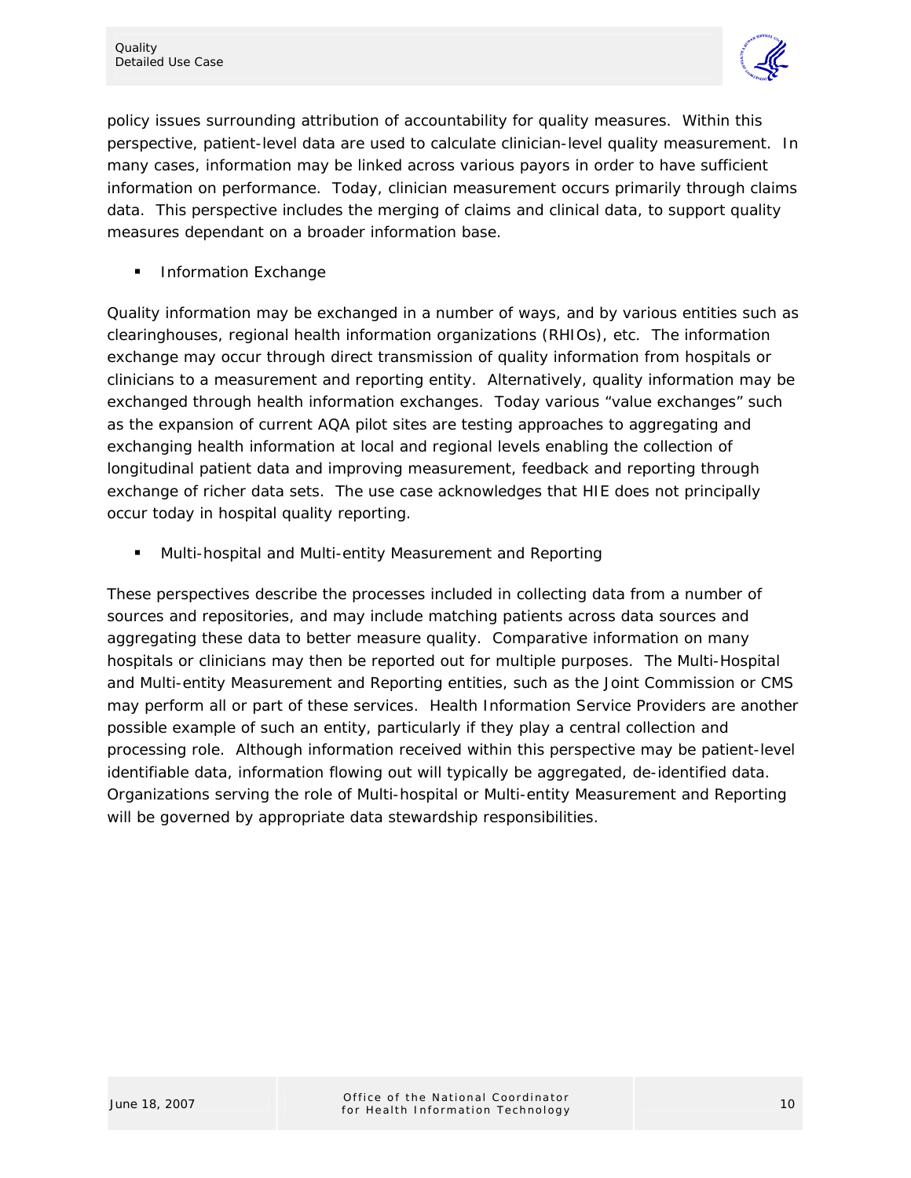policy issues surrounding attribution of accountability for quality measures. Within this perspective, patient-level data are used to calculate clinician-level quality measurement. In many cases, information may be linked across various payors in order to have sufficient information on performance. Today, clinician measurement occurs primarily through claims data. This perspective includes the merging of claims and clinical data, to support quality measures dependant on a broader information base.

- Information Exchange

Quality information may be exchanged in a number of ways, and by various entities such as clearinghouses, regional health information organizations (RHIOs), etc. The information exchange may occur through direct transmission of quality information from hospitals or clinicians to a measurement and reporting entity. Alternatively, quality information may be exchanged through health information exchanges. Today various "value exchanges" such as the expansion of current AQA pilot sites are testing approaches to aggregating and exchanging health information at local and regional levels enabling the collection of longitudinal patient data and improving measurement, feedback and reporting through exchange of richer data sets. The use case acknowledges that HIE does not principally occur today in hospital quality reporting.

- Multi-hospital and Multi-entity Measurement and Reporting

These perspectives describe the processes included in collecting data from a number of sources and repositories, and may include matching patients across data sources and aggregating these data to better measure quality. Comparative information on many hospitals or clinicians may then be reported out for multiple purposes. The Multi-Hospital and Multi-entity Measurement and Reporting entities, such as the Joint Commission or CMS may perform all or part of these services. Health Information Service Providers are another possible example of such an entity, particularly if they play a central collection and processing role. Although information received within this perspective may be patient-level identifiable data, information flowing out will typically be aggregated, de-identified data. Organizations serving the role of Multi-hospital or Multi-entity Measurement and Reporting will be governed by appropriate data stewardship responsibilities.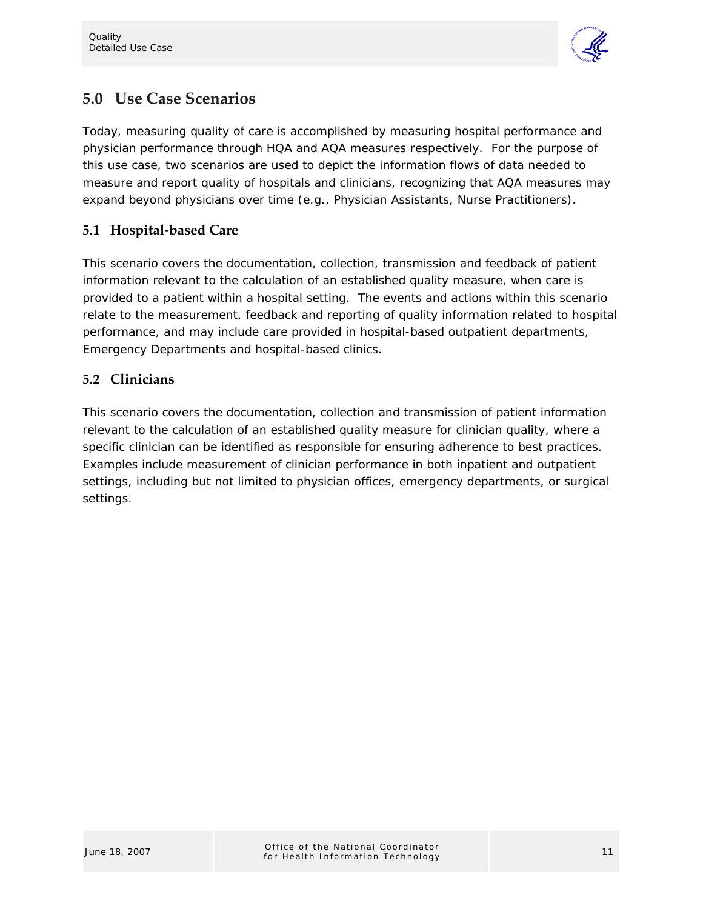# 5.0 Use Case Scenarios

Today, measuring quality of care is accomplished by measuring hospital performance and physician performance through HQA and AQA measures respectively. For the purpose of this use case, two scenarios are used to depict the information flows of data needed to measure and report quality of hospitals and clinicians, recognizing that AQA measures may expand beyond physicians over time (e.g., Physician Assistants, Nurse Practitioners).

## 5.1 Hospital-based Care

This scenario covers the documentation, collection, transmission and feedback of patient information relevant to the calculation of an established quality measure, when care is provided to a patient within a hospital setting. The events and actions within this scenario relate to the measurement, feedback and reporting of quality information related to hospital performance, and may include care provided in hospital-based outpatient departments, Emergency Departments and hospital-based clinics.

## 5.2 Clinicians

This scenario covers the documentation, collection and transmission of patient information relevant to the calculation of an established quality measure for clinician quality, where a specific clinician can be identified as responsible for ensuring adherence to best practices. Examples include measurement of clinician performance in both inpatient and outpatient settings, including but not limited to physician offices, emergency departments, or surgical settings.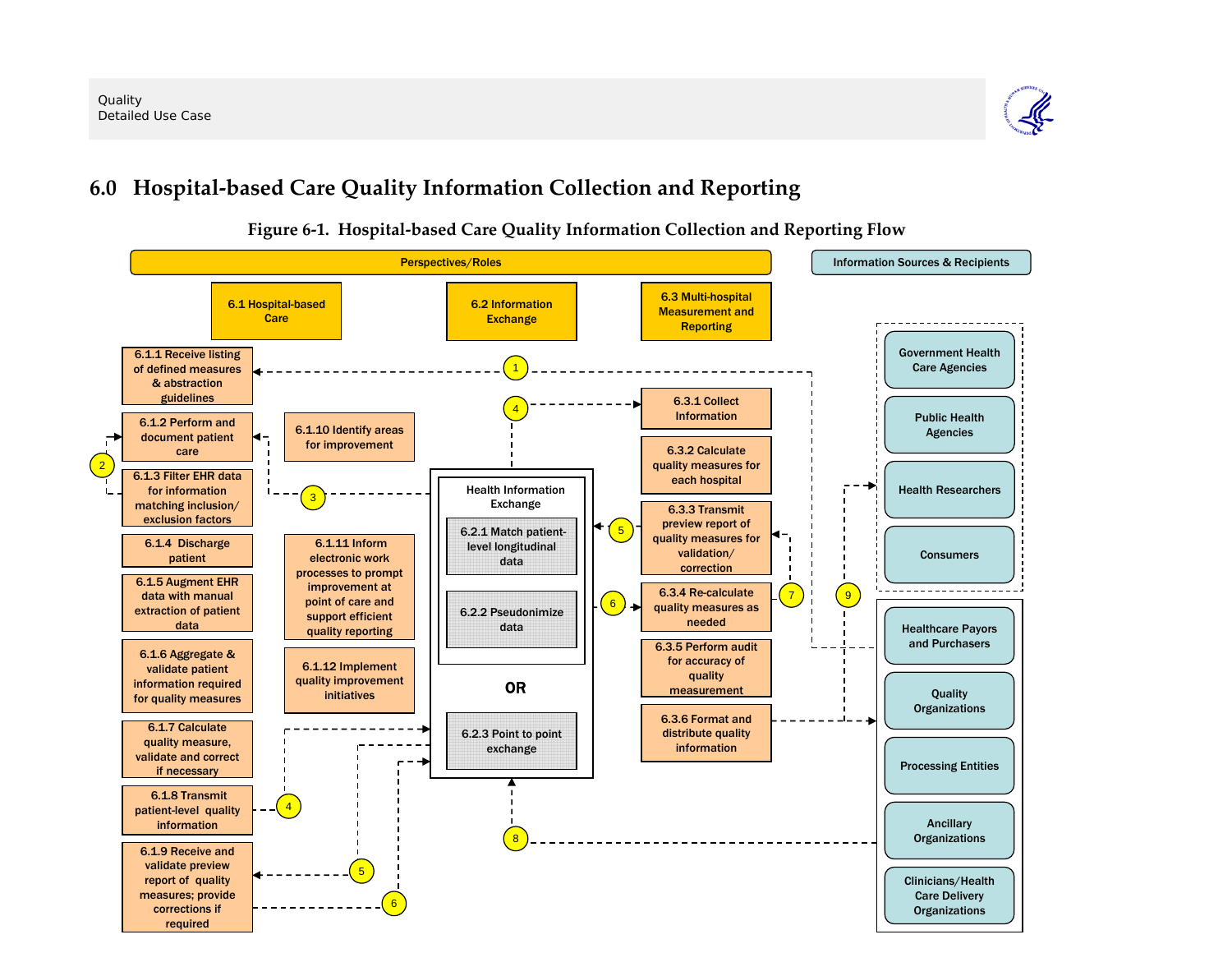# 6.0 Hospital-based Care Quality Information Collection and Reporting

**Figure 6-1. Hospital-based Care Quality Information Collection and Reporting Flow**

Perspectives/Roles

Information Sources & Recipients

6.1 Hospital-based Care

6.2 Information Exchange

6.3 Multi-hospital Measurement and Reporting

6.1.1 Receive listing of defined measures & abstraction guidelines

6.1.2 Perform and document patient care

6.1.3 Filter EHR data for information matching inclusion/ exclusion factors

6.1.4 Discharge patient

6.1.5 Augment EHR data with manual extraction of patient data

6.1.6 Aggregate & validate patient information required for quality measures

6.1.7 Calculate quality measure, validate and correct if necessary

6.1.8 Transmit patient-level quality information

6.1.9 Receive and validate preview report of quality measures; provide corrections if required

6.1.10 Identify areas for improvement

6.1.11 Inform electronic work processes to prompt improvement at point of care and support efficient quality reporting

6.1.12 Implement quality improvement initiatives

Health Information Exchange

6.2.1 Match patient-level longitudinal data

6.2.2 Pseudonimize data

OR

6.2.3 Point to point exchange

6.3.1 Collect Information

6.3.2 Calculate quality measures for each hospital

6.3.3 Transmit preview report of quality measures for validation/ correction

6.3.4 Re-calculate quality measures as needed

6.3.5 Perform audit for accuracy of quality measurement

6.3.6 Format and distribute quality information

Government Health Care Agencies

Public Health Agencies

Health Researchers

Consumers

Healthcare Payors and Purchasers

Quality Organizations

Processing Entities

Ancillary Organizations

Clinicians/Health Care Delivery Organizations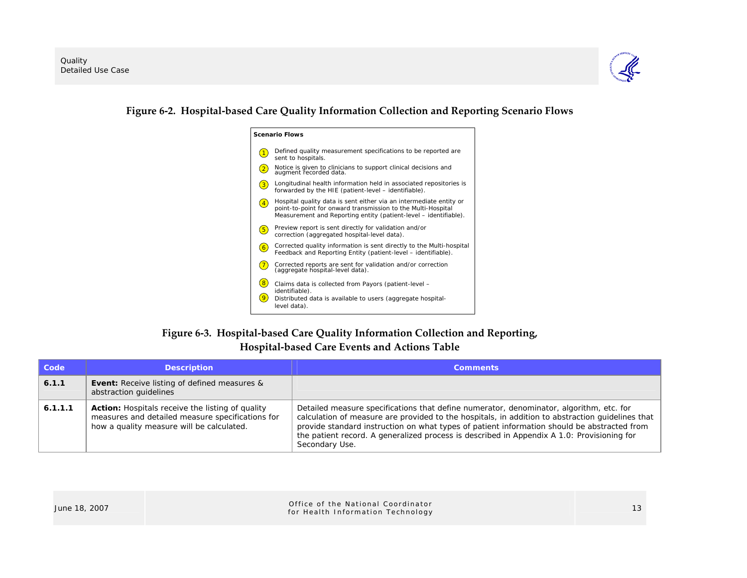**Figure 6-2. Hospital-based Care Quality Information Collection and Reporting Scenario Flows**

**Scenario Flows**

1. Defined quality measurement specifications to be reported are sent to hospitals.
2. Notice is given to clinicians to support clinical decisions and augment recorded data.
3. Longitudinal health information held in associated repositories is forwarded by the HIE (patient-level – identifiable).
4. Hospital quality data is sent either via an intermediate entity or point-to-point for onward transmission to the Multi-Hospital Measurement and Reporting entity (patient-level – identifiable).
5. Preview report is sent directly for validation and/or correction (aggregated hospital-level data).
6. Corrected quality information is sent directly to the Multi-hospital Feedback and Reporting Entity (patient-level – identifiable).
7. Corrected reports are sent for validation and/or correction (aggregate hospital-level data).
8. Claims data is collected from Payors (patient-level – identifiable).
9. Distributed data is available to users (aggregate hospital-level data).

**Figure 6-3. Hospital-based Care Quality Information Collection and Reporting, Hospital-based Care Events and Actions Table**

| Code | Description | Comments |
|---|---|---|
| **6.1.1** | **Event:** Receive listing of defined measures & abstraction guidelines | |
| **6.1.1.1** | **Action:** Hospitals receive the listing of quality measures and detailed measure specifications for how a quality measure will be calculated. | Detailed measure specifications that define numerator, denominator, algorithm, etc. for calculation of measure are provided to the hospitals, in addition to abstraction guidelines that provide standard instruction on what types of patient information should be abstracted from the patient record. A generalized process is described in Appendix A 1.0: Provisioning for Secondary Use. |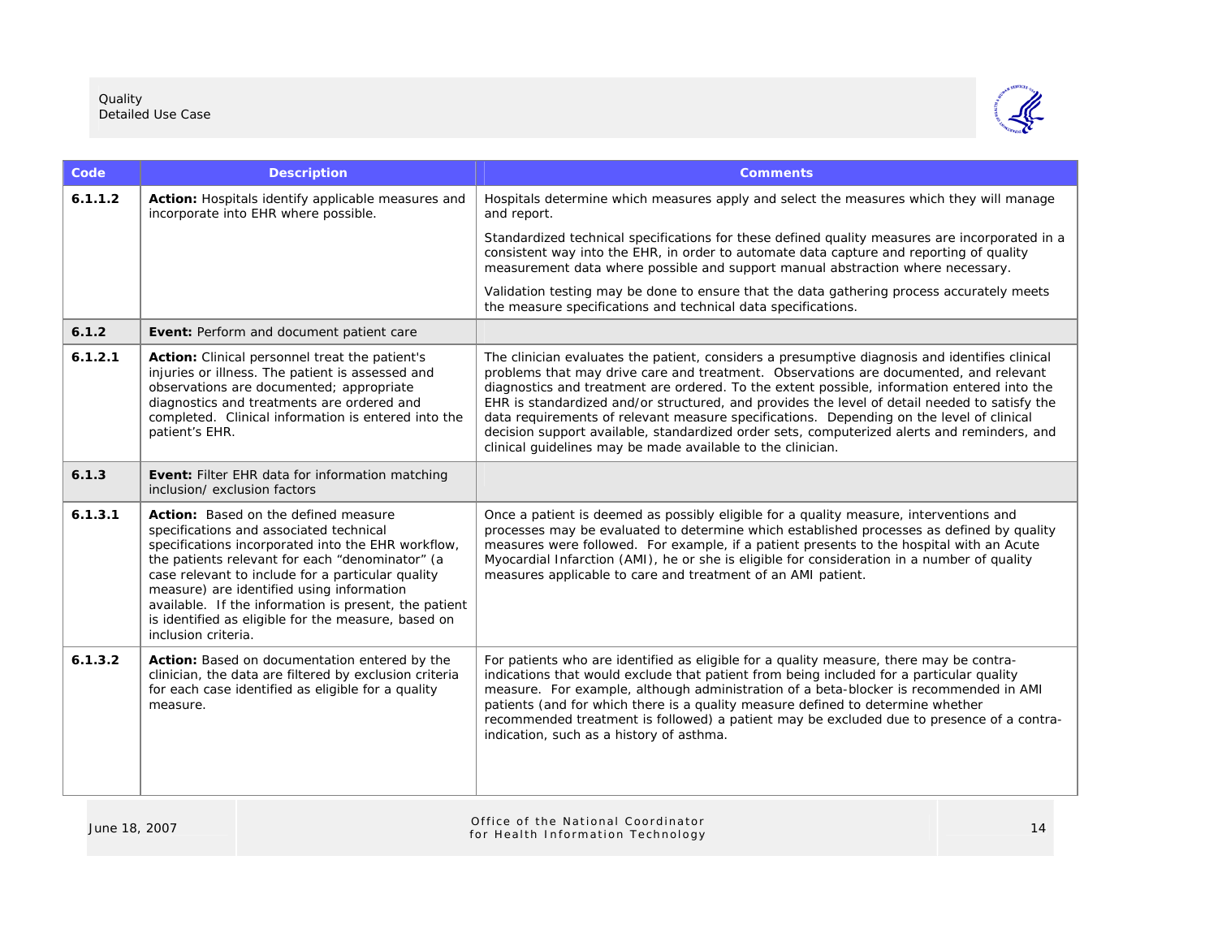| Code | Description | Comments |
|---|---|---|
| **6.1.1.2** | **Action:** Hospitals identify applicable measures and incorporate into EHR where possible. | Hospitals determine which measures apply and select the measures which they will manage and report.<br><br>Standardized technical specifications for these defined quality measures are incorporated in a consistent way into the EHR, in order to automate data capture and reporting of quality measurement data where possible and support manual abstraction where necessary.<br><br>Validation testing may be done to ensure that the data gathering process accurately meets the measure specifications and technical data specifications. |
| **6.1.2** | **Event:** Perform and document patient care | |
| **6.1.2.1** | **Action:** Clinical personnel treat the patient's injuries or illness. The patient is assessed and observations are documented; appropriate diagnostics and treatments are ordered and completed. Clinical information is entered into the patient's EHR. | The clinician evaluates the patient, considers a presumptive diagnosis and identifies clinical problems that may drive care and treatment. Observations are documented, and relevant diagnostics and treatment are ordered. To the extent possible, information entered into the EHR is standardized and/or structured, and provides the level of detail needed to satisfy the data requirements of relevant measure specifications. Depending on the level of clinical decision support available, standardized order sets, computerized alerts and reminders, and clinical guidelines may be made available to the clinician. |
| **6.1.3** | **Event:** Filter EHR data for information matching inclusion/ exclusion factors | |
| **6.1.3.1** | **Action:** Based on the defined measure specifications and associated technical specifications incorporated into the EHR workflow, the patients relevant for each "denominator" (a case relevant to include for a particular quality measure) are identified using information available. If the information is present, the patient is identified as eligible for the measure, based on inclusion criteria. | Once a patient is deemed as possibly eligible for a quality measure, interventions and processes may be evaluated to determine which established processes as defined by quality measures were followed. For example, if a patient presents to the hospital with an Acute Myocardial Infarction (AMI), he or she is eligible for consideration in a number of quality measures applicable to care and treatment of an AMI patient. |
| **6.1.3.2** | **Action:** Based on documentation entered by the clinician, the data are filtered by exclusion criteria for each case identified as eligible for a quality measure. | For patients who are identified as eligible for a quality measure, there may be contra-indications that would exclude that patient from being included for a particular quality measure. For example, although administration of a beta-blocker is recommended in AMI patients (and for which there is a quality measure defined to determine whether recommended treatment is followed) a patient may be excluded due to presence of a contra-indication, such as a history of asthma. |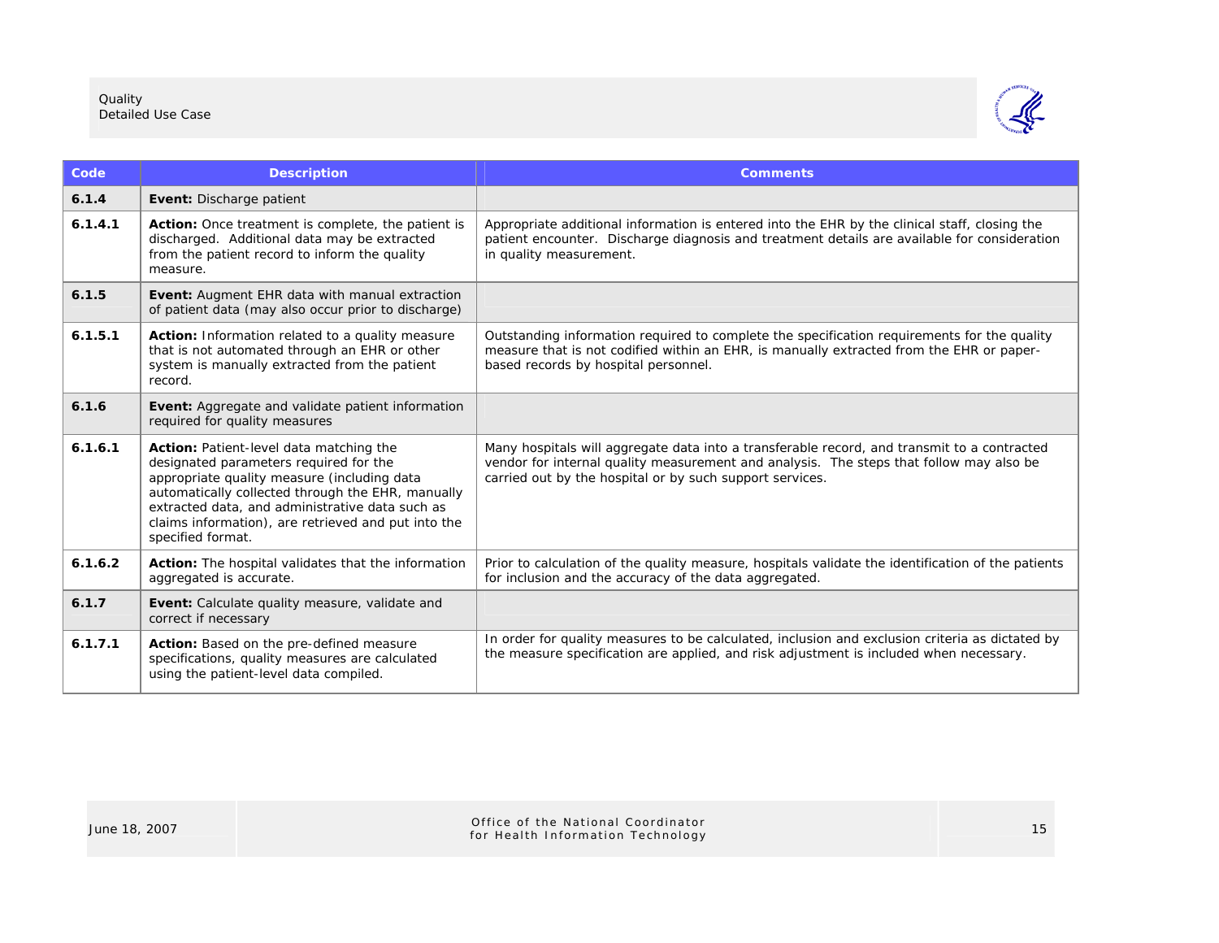| Code | Description | Comments |
|---|---|---|
| **6.1.4** | **Event:** Discharge patient | |
| **6.1.4.1** | **Action:** Once treatment is complete, the patient is discharged. Additional data may be extracted from the patient record to inform the quality measure. | Appropriate additional information is entered into the EHR by the clinical staff, closing the patient encounter. Discharge diagnosis and treatment details are available for consideration in quality measurement. |
| **6.1.5** | **Event:** Augment EHR data with manual extraction of patient data (may also occur prior to discharge) | |
| **6.1.5.1** | **Action:** Information related to a quality measure that is not automated through an EHR or other system is manually extracted from the patient record. | Outstanding information required to complete the specification requirements for the quality measure that is not codified within an EHR, is manually extracted from the EHR or paper-based records by hospital personnel. |
| **6.1.6** | **Event:** Aggregate and validate patient information required for quality measures | |
| **6.1.6.1** | **Action:** Patient-level data matching the designated parameters required for the appropriate quality measure (including data automatically collected through the EHR, manually extracted data, and administrative data such as claims information), are retrieved and put into the specified format. | Many hospitals will aggregate data into a transferable record, and transmit to a contracted vendor for internal quality measurement and analysis. The steps that follow may also be carried out by the hospital or by such support services. |
| **6.1.6.2** | **Action:** The hospital validates that the information aggregated is accurate. | Prior to calculation of the quality measure, hospitals validate the identification of the patients for inclusion and the accuracy of the data aggregated. |
| **6.1.7** | **Event:** Calculate quality measure, validate and correct if necessary | |
| **6.1.7.1** | **Action:** Based on the pre-defined measure specifications, quality measures are calculated using the patient-level data compiled. | In order for quality measures to be calculated, inclusion and exclusion criteria as dictated by the measure specification are applied, and risk adjustment is included when necessary. |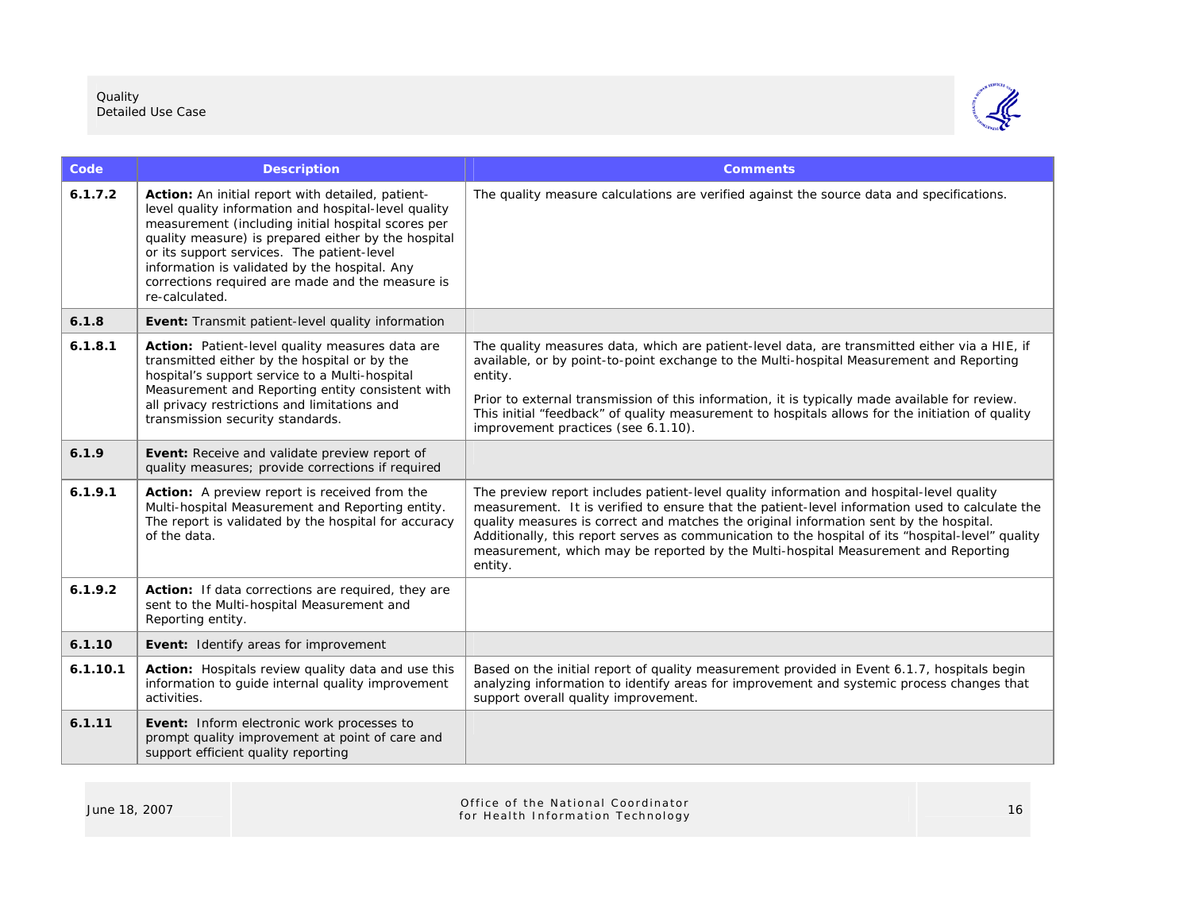| Code | Description | Comments |
|---|---|---|
| **6.1.7.2** | **Action:** An initial report with detailed, patient-level quality information and hospital-level quality measurement (including initial hospital scores per quality measure) is prepared either by the hospital or its support services. The patient-level information is validated by the hospital. Any corrections required are made and the measure is re-calculated. | The quality measure calculations are verified against the source data and specifications. |
| **6.1.8** | **Event:** Transmit patient-level quality information | |
| **6.1.8.1** | **Action:** Patient-level quality measures data are transmitted either by the hospital or by the hospital's support service to a Multi-hospital Measurement and Reporting entity consistent with all privacy restrictions and limitations and transmission security standards. | The quality measures data, which are patient-level data, are transmitted either via a HIE, if available, or by point-to-point exchange to the Multi-hospital Measurement and Reporting entity.<br><br>Prior to external transmission of this information, it is typically made available for review. This initial "feedback" of quality measurement to hospitals allows for the initiation of quality improvement practices (see 6.1.10). |
| **6.1.9** | **Event:** Receive and validate preview report of quality measures; provide corrections if required | |
| **6.1.9.1** | **Action:** A preview report is received from the Multi-hospital Measurement and Reporting entity. The report is validated by the hospital for accuracy of the data. | The preview report includes patient-level quality information and hospital-level quality measurement. It is verified to ensure that the patient-level information used to calculate the quality measures is correct and matches the original information sent by the hospital. Additionally, this report serves as communication to the hospital of its "hospital-level" quality measurement, which may be reported by the Multi-hospital Measurement and Reporting entity. |
| **6.1.9.2** | **Action:** If data corrections are required, they are sent to the Multi-hospital Measurement and Reporting entity. | |
| **6.1.10** | **Event:** Identify areas for improvement | |
| **6.1.10.1** | **Action:** Hospitals review quality data and use this information to guide internal quality improvement activities. | Based on the initial report of quality measurement provided in Event 6.1.7, hospitals begin analyzing information to identify areas for improvement and systemic process changes that support overall quality improvement. |
| **6.1.11** | **Event:** Inform electronic work processes to prompt quality improvement at point of care and support efficient quality reporting | |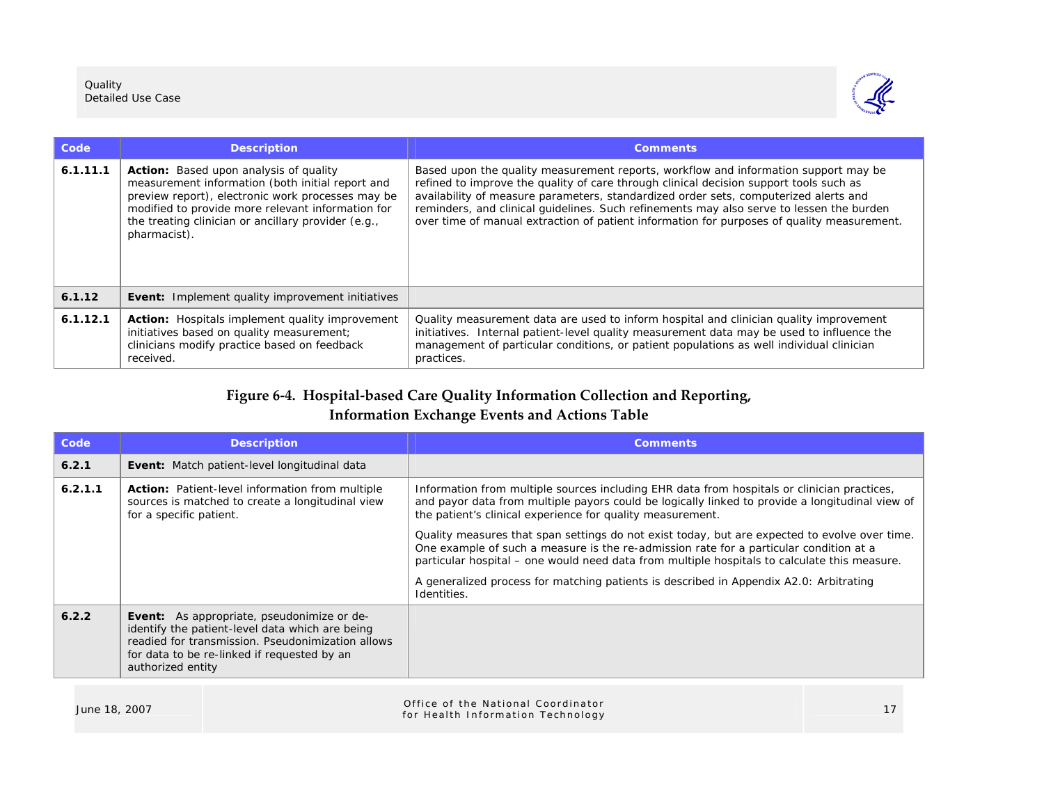| Code | Description | Comments |
| --- | --- | --- |
| **6.1.11.1** | **Action:** Based upon analysis of quality measurement information (both initial report and preview report), electronic work processes may be modified to provide more relevant information for the treating clinician or ancillary provider (e.g., pharmacist). | Based upon the quality measurement reports, workflow and information support may be refined to improve the quality of care through clinical decision support tools such as availability of measure parameters, standardized order sets, computerized alerts and reminders, and clinical guidelines. Such refinements may also serve to lessen the burden over time of manual extraction of patient information for purposes of quality measurement. |
| **6.1.12** | **Event:** Implement quality improvement initiatives | |
| **6.1.12.1** | **Action:** Hospitals implement quality improvement initiatives based on quality measurement; clinicians modify practice based on feedback received. | Quality measurement data are used to inform hospital and clinician quality improvement initiatives. Internal patient-level quality measurement data may be used to influence the management of particular conditions, or patient populations as well individual clinician practices. |

**Figure 6-4. Hospital-based Care Quality Information Collection and Reporting, Information Exchange Events and Actions Table**

| Code | Description | Comments |
| --- | --- | --- |
| **6.2.1** | **Event:** Match patient-level longitudinal data | |
| **6.2.1.1** | **Action:** Patient-level information from multiple sources is matched to create a longitudinal view for a specific patient. | Information from multiple sources including EHR data from hospitals or clinician practices, and payor data from multiple payors could be logically linked to provide a longitudinal view of the patient's clinical experience for quality measurement.<br><br>Quality measures that span settings do not exist today, but are expected to evolve over time. One example of such a measure is the re-admission rate for a particular condition at a particular hospital – one would need data from multiple hospitals to calculate this measure.<br><br>A generalized process for matching patients is described in Appendix A2.0: Arbitrating Identities. |
| **6.2.2** | **Event:** As appropriate, pseudonimize or de-identify the patient-level data which are being readied for transmission. Pseudonimization allows for data to be re-linked if requested by an authorized entity | |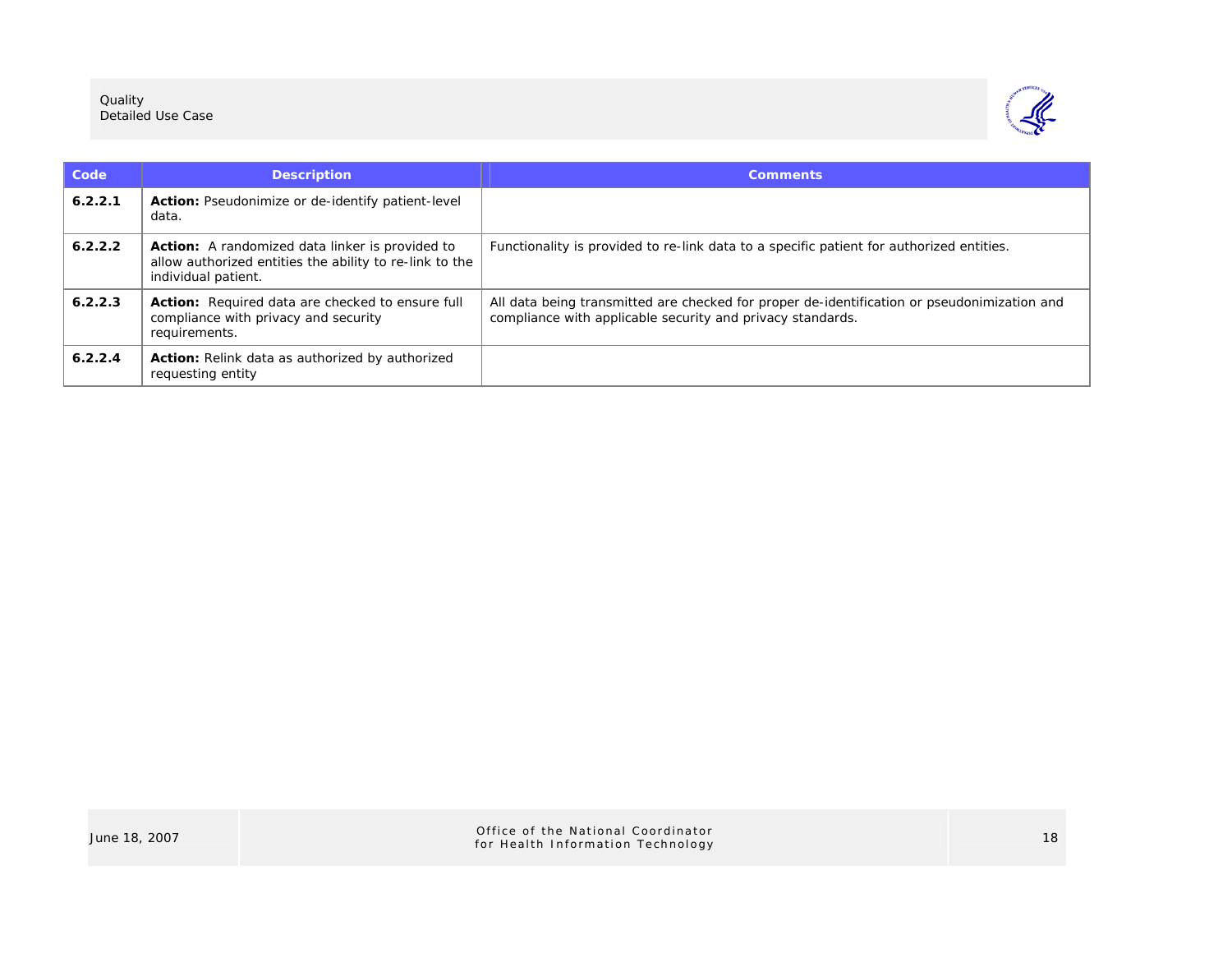| Code | Description | Comments |
|---|---|---|
| **6.2.2.1** | **Action:** Pseudonimize or de-identify patient-level data. | |
| **6.2.2.2** | **Action:** A randomized data linker is provided to allow authorized entities the ability to re-link to the individual patient. | Functionality is provided to re-link data to a specific patient for authorized entities. |
| **6.2.2.3** | **Action:** Required data are checked to ensure full compliance with privacy and security requirements. | All data being transmitted are checked for proper de-identification or pseudonimization and compliance with applicable security and privacy standards. |
| **6.2.2.4** | **Action:** Relink data as authorized by authorized requesting entity | |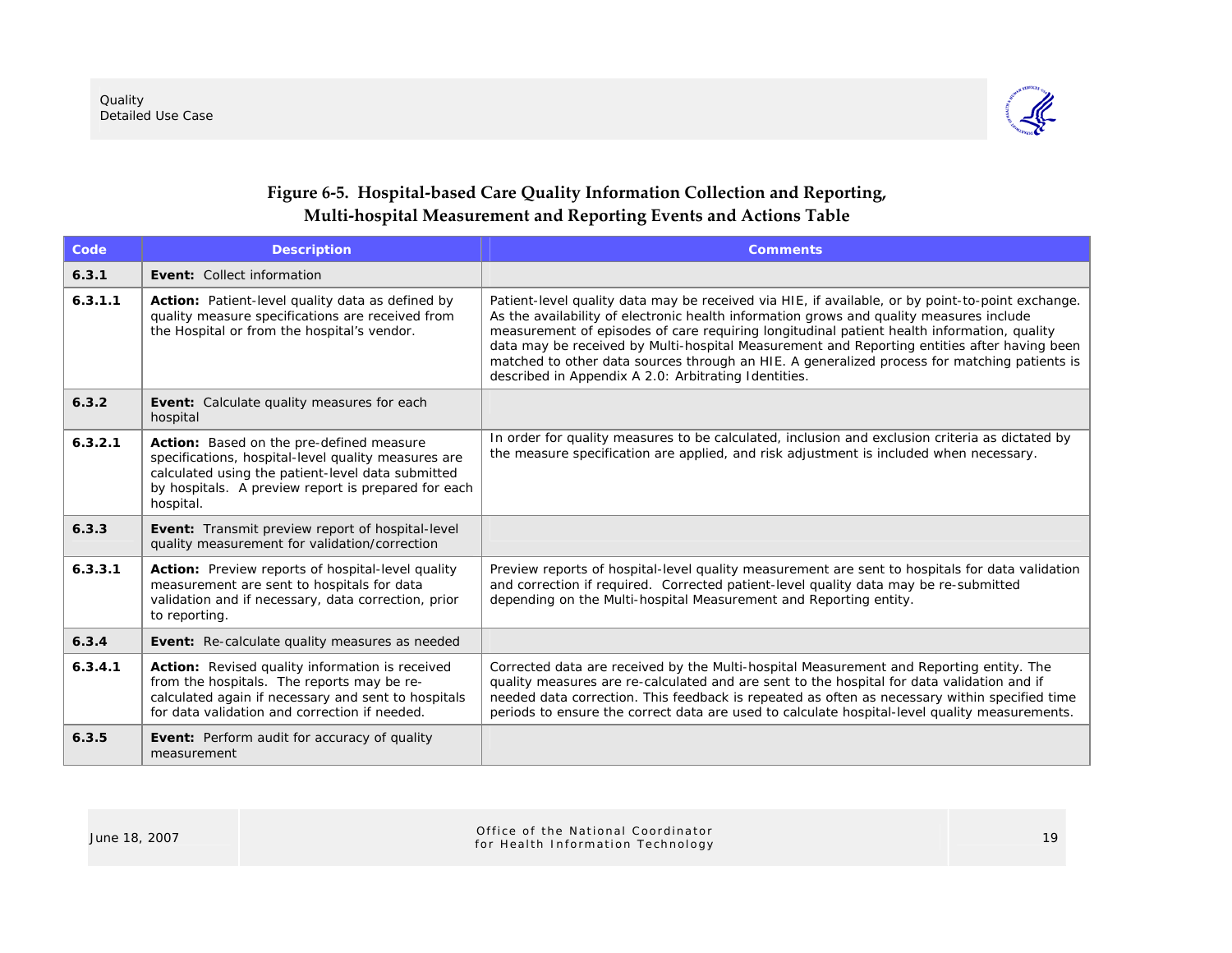**Figure 6-5. Hospital-based Care Quality Information Collection and Reporting, Multi-hospital Measurement and Reporting Events and Actions Table**

| Code | Description | Comments |
|---|---|---|
| **6.3.1** | **Event:** Collect information | |
| **6.3.1.1** | **Action:** Patient-level quality data as defined by quality measure specifications are received from the Hospital or from the hospital's vendor. | Patient-level quality data may be received via HIE, if available, or by point-to-point exchange. As the availability of electronic health information grows and quality measures include measurement of episodes of care requiring longitudinal patient health information, quality data may be received by Multi-hospital Measurement and Reporting entities after having been matched to other data sources through an HIE. A generalized process for matching patients is described in Appendix A 2.0: Arbitrating Identities. |
| **6.3.2** | **Event:** Calculate quality measures for each hospital | |
| **6.3.2.1** | **Action:** Based on the pre-defined measure specifications, hospital-level quality measures are calculated using the patient-level data submitted by hospitals. A preview report is prepared for each hospital. | In order for quality measures to be calculated, inclusion and exclusion criteria as dictated by the measure specification are applied, and risk adjustment is included when necessary. |
| **6.3.3** | **Event:** Transmit preview report of hospital-level quality measurement for validation/correction | |
| **6.3.3.1** | **Action:** Preview reports of hospital-level quality measurement are sent to hospitals for data validation and if necessary, data correction, prior to reporting. | Preview reports of hospital-level quality measurement are sent to hospitals for data validation and correction if required. Corrected patient-level quality data may be re-submitted depending on the Multi-hospital Measurement and Reporting entity. |
| **6.3.4** | **Event:** Re-calculate quality measures as needed | |
| **6.3.4.1** | **Action:** Revised quality information is received from the hospitals. The reports may be re-calculated again if necessary and sent to hospitals for data validation and correction if needed. | Corrected data are received by the Multi-hospital Measurement and Reporting entity. The quality measures are re-calculated and are sent to the hospital for data validation and if needed data correction. This feedback is repeated as often as necessary within specified time periods to ensure the correct data are used to calculate hospital-level quality measurements. |
| **6.3.5** | **Event:** Perform audit for accuracy of quality measurement | |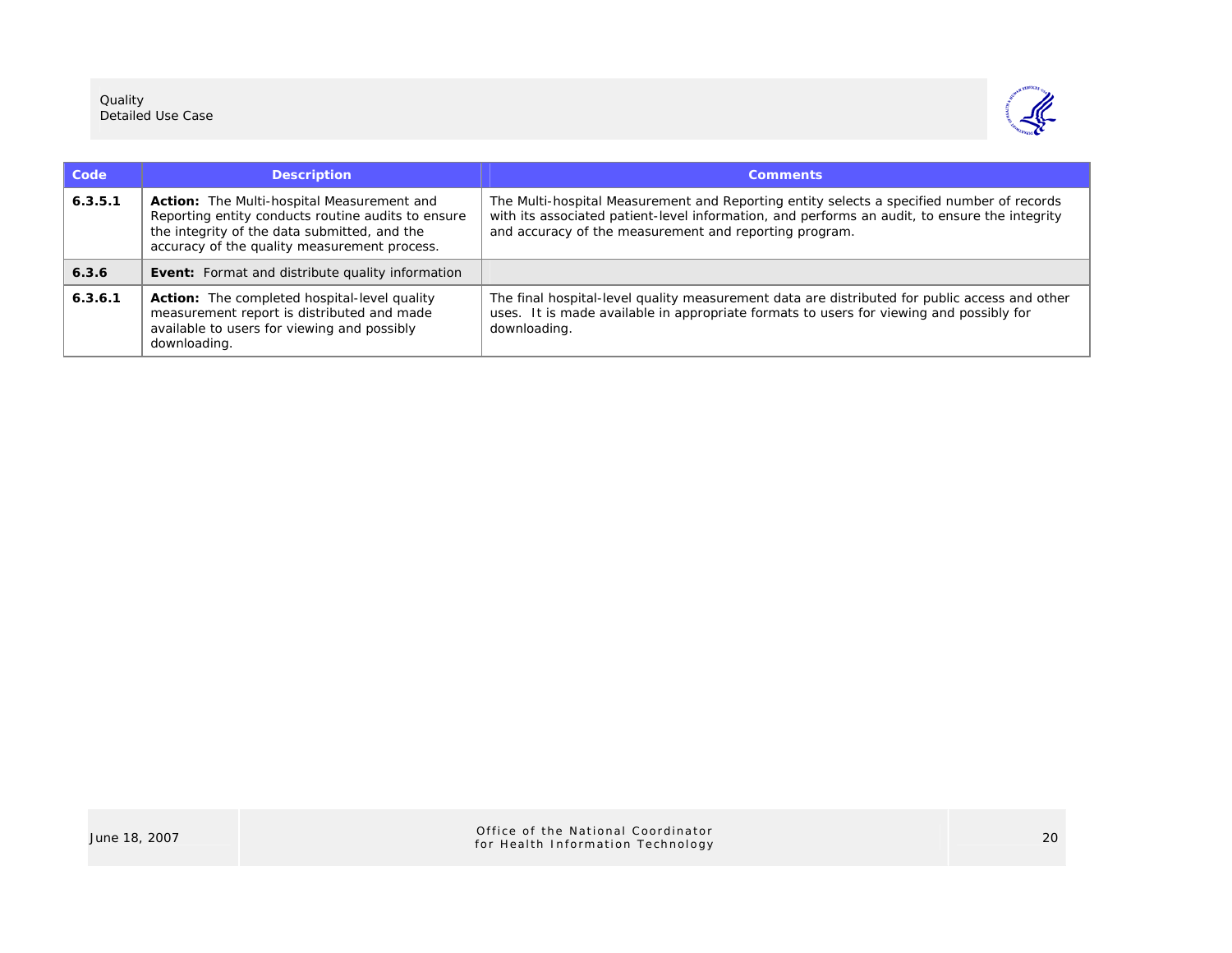| Code | Description | Comments |
| --- | --- | --- |
| **6.3.5.1** | **Action:** The Multi-hospital Measurement and Reporting entity conducts routine audits to ensure the integrity of the data submitted, and the accuracy of the quality measurement process. | The Multi-hospital Measurement and Reporting entity selects a specified number of records with its associated patient-level information, and performs an audit, to ensure the integrity and accuracy of the measurement and reporting program. |
| **6.3.6** | **Event:** Format and distribute quality information | |
| **6.3.6.1** | **Action:** The completed hospital-level quality measurement report is distributed and made available to users for viewing and possibly downloading. | The final hospital-level quality measurement data are distributed for public access and other uses. It is made available in appropriate formats to users for viewing and possibly for downloading. |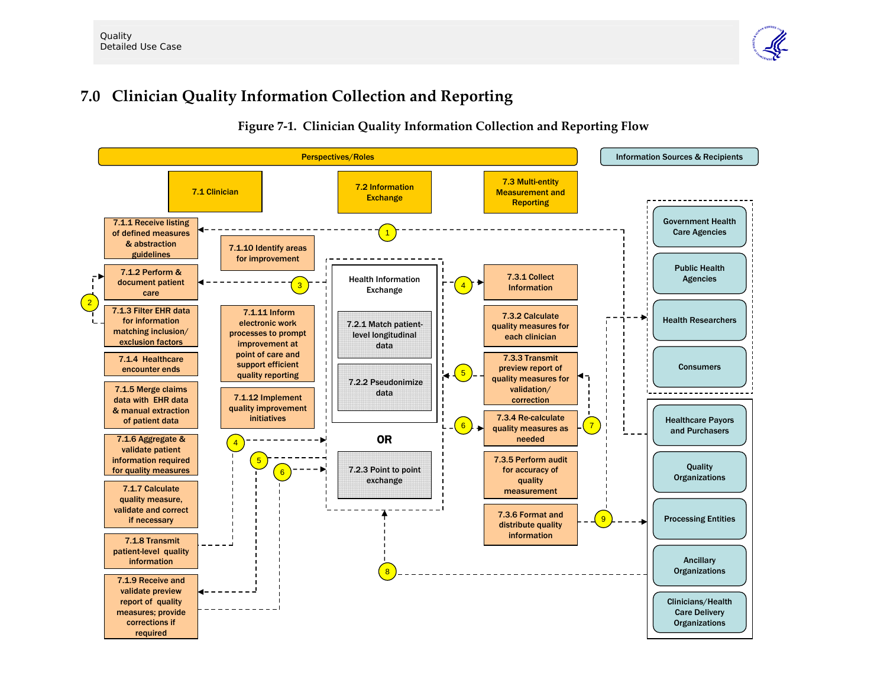# 7.0 Clinician Quality Information Collection and Reporting

**Figure 7-1. Clinician Quality Information Collection and Reporting Flow**

Perspectives/Roles

Information Sources & Recipients

7.1 Clinician

7.2 Information Exchange

7.3 Multi-entity Measurement and Reporting

7.1.1 Receive listing of defined measures & abstraction guidelines

7.1.2 Perform & document patient care

7.1.3 Filter EHR data for information matching inclusion/ exclusion factors

7.1.4 Healthcare encounter ends

7.1.5 Merge claims data with EHR data & manual extraction of patient data

7.1.6 Aggregate & validate patient information required for quality measures

7.1.7 Calculate quality measure, validate and correct if necessary

7.1.8 Transmit patient-level quality information

7.1.9 Receive and validate preview report of quality measures; provide corrections if required

7.1.10 Identify areas for improvement

7.1.11 Inform electronic work processes to prompt improvement at point of care and support efficient quality reporting

7.1.12 Implement quality improvement initiatives

Health Information Exchange

7.2.1 Match patient-level longitudinal data

7.2.2 Pseudonimize data

OR

7.2.3 Point to point exchange

7.3.1 Collect Information

7.3.2 Calculate quality measures for each clinician

7.3.3 Transmit preview report of quality measures for validation/ correction

7.3.4 Re-calculate quality measures as needed

7.3.5 Perform audit for accuracy of quality measurement

7.3.6 Format and distribute quality information

Government Health Care Agencies

Public Health Agencies

Health Researchers

Consumers

Healthcare Payors and Purchasers

Quality Organizations

Processing Entities

Ancillary Organizations

Clinicians/Health Care Delivery Organizations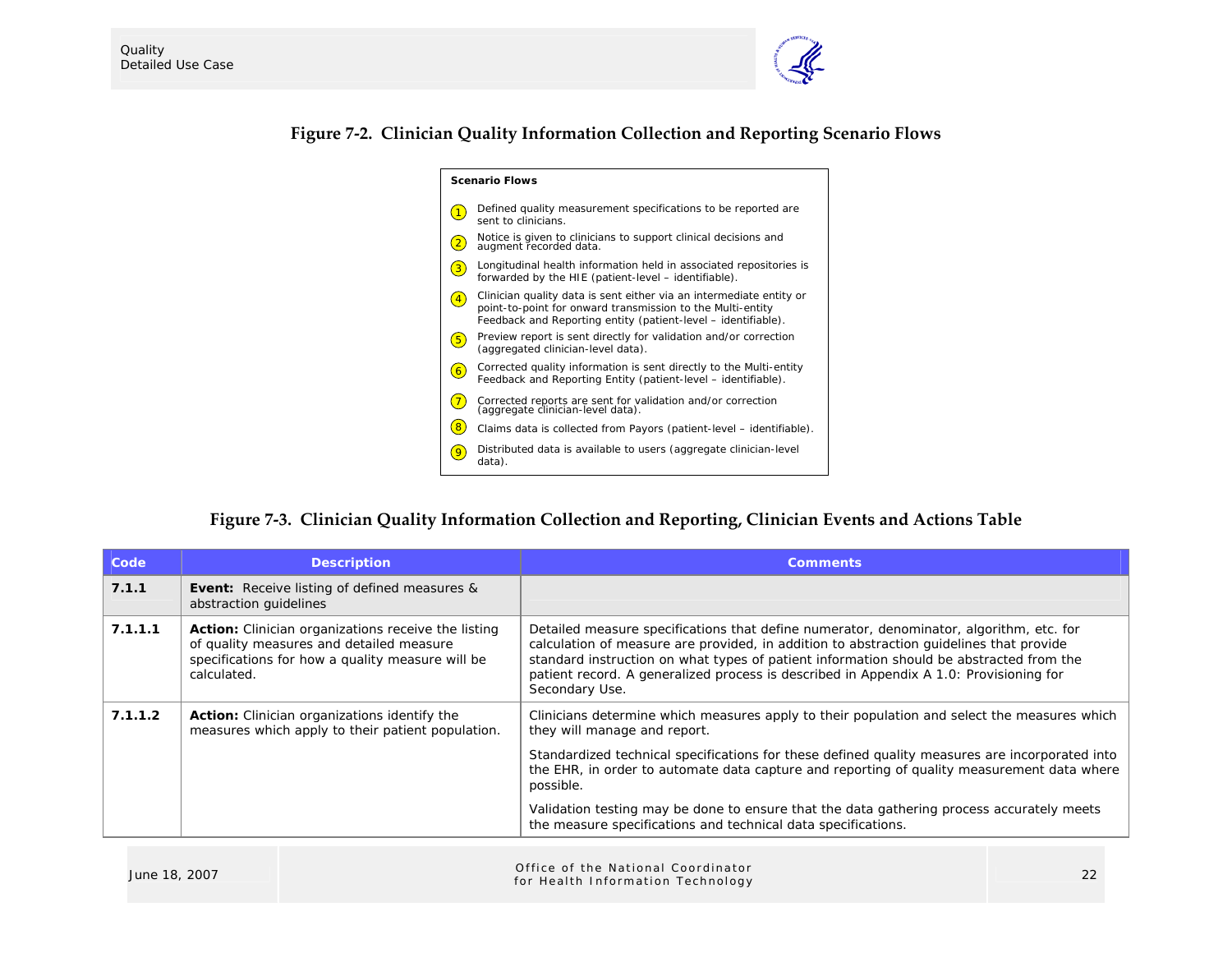**Figure 7-2. Clinician Quality Information Collection and Reporting Scenario Flows**

**Scenario Flows**

1. Defined quality measurement specifications to be reported are sent to clinicians.
2. Notice is given to clinicians to support clinical decisions and augment recorded data.
3. Longitudinal health information held in associated repositories is forwarded by the HIE (patient-level – identifiable).
4. Clinician quality data is sent either via an intermediate entity or point-to-point for onward transmission to the Multi-entity Feedback and Reporting entity (patient-level – identifiable).
5. Preview report is sent directly for validation and/or correction (aggregated clinician-level data).
6. Corrected quality information is sent directly to the Multi-entity Feedback and Reporting Entity (patient-level – identifiable).
7. Corrected reports are sent for validation and/or correction (aggregate clinician-level data).
8. Claims data is collected from Payors (patient-level – identifiable).
9. Distributed data is available to users (aggregate clinician-level data).

**Figure 7-3. Clinician Quality Information Collection and Reporting, Clinician Events and Actions Table**

| Code | Description | Comments |
|---|---|---|
| **7.1.1** | **Event:** Receive listing of defined measures & abstraction guidelines | |
| **7.1.1.1** | **Action:** Clinician organizations receive the listing of quality measures and detailed measure specifications for how a quality measure will be calculated. | Detailed measure specifications that define numerator, denominator, algorithm, etc. for calculation of measure are provided, in addition to abstraction guidelines that provide standard instruction on what types of patient information should be abstracted from the patient record. A generalized process is described in Appendix A 1.0: Provisioning for Secondary Use. |
| **7.1.1.2** | **Action:** Clinician organizations identify the measures which apply to their patient population. | Clinicians determine which measures apply to their population and select the measures which they will manage and report.<br><br>Standardized technical specifications for these defined quality measures are incorporated into the EHR, in order to automate data capture and reporting of quality measurement data where possible.<br><br>Validation testing may be done to ensure that the data gathering process accurately meets the measure specifications and technical data specifications. |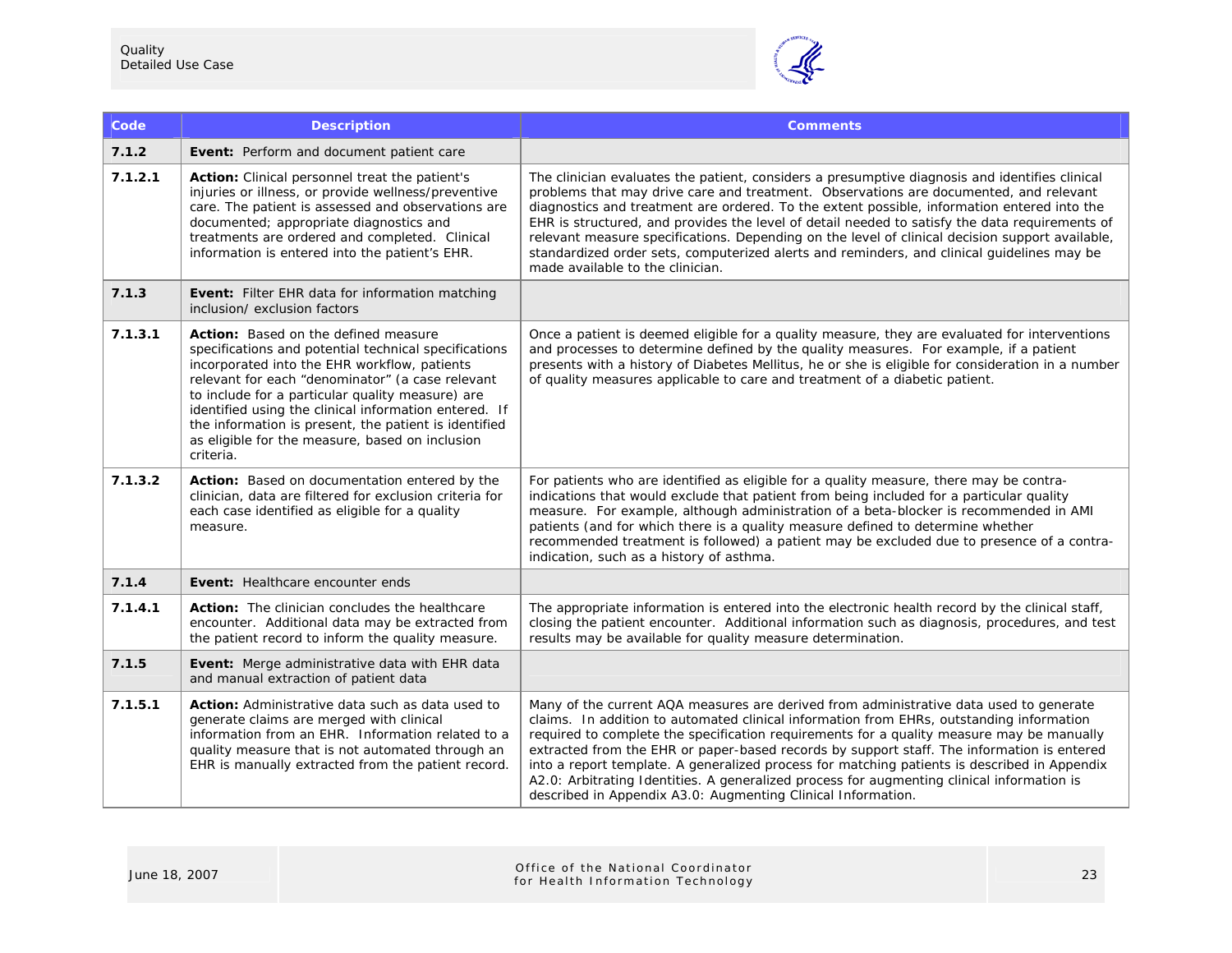| Code | Description | Comments |
|---|---|---|
| 7.1.2 | **Event:** Perform and document patient care | |
| 7.1.2.1 | **Action:** Clinical personnel treat the patient's injuries or illness, or provide wellness/preventive care. The patient is assessed and observations are documented; appropriate diagnostics and treatments are ordered and completed. Clinical information is entered into the patient's EHR. | The clinician evaluates the patient, considers a presumptive diagnosis and identifies clinical problems that may drive care and treatment. Observations are documented, and relevant diagnostics and treatment are ordered. To the extent possible, information entered into the EHR is structured, and provides the level of detail needed to satisfy the data requirements of relevant measure specifications. Depending on the level of clinical decision support available, standardized order sets, computerized alerts and reminders, and clinical guidelines may be made available to the clinician. |
| 7.1.3 | **Event:** Filter EHR data for information matching inclusion/ exclusion factors | |
| 7.1.3.1 | **Action:** Based on the defined measure specifications and potential technical specifications incorporated into the EHR workflow, patients relevant for each "denominator" (a case relevant to include for a particular quality measure) are identified using the clinical information entered. If the information is present, the patient is identified as eligible for the measure, based on inclusion criteria. | Once a patient is deemed eligible for a quality measure, they are evaluated for interventions and processes to determine defined by the quality measures. For example, if a patient presents with a history of Diabetes Mellitus, he or she is eligible for consideration in a number of quality measures applicable to care and treatment of a diabetic patient. |
| 7.1.3.2 | **Action:** Based on documentation entered by the clinician, data are filtered for exclusion criteria for each case identified as eligible for a quality measure. | For patients who are identified as eligible for a quality measure, there may be contra-indications that would exclude that patient from being included for a particular quality measure. For example, although administration of a beta-blocker is recommended in AMI patients (and for which there is a quality measure defined to determine whether recommended treatment is followed) a patient may be excluded due to presence of a contra-indication, such as a history of asthma. |
| 7.1.4 | **Event:** Healthcare encounter ends | |
| 7.1.4.1 | **Action:** The clinician concludes the healthcare encounter. Additional data may be extracted from the patient record to inform the quality measure. | The appropriate information is entered into the electronic health record by the clinical staff, closing the patient encounter. Additional information such as diagnosis, procedures, and test results may be available for quality measure determination. |
| 7.1.5 | **Event:** Merge administrative data with EHR data and manual extraction of patient data | |
| 7.1.5.1 | **Action:** Administrative data such as data used to generate claims are merged with clinical information from an EHR. Information related to a quality measure that is not automated through an EHR is manually extracted from the patient record. | Many of the current AQA measures are derived from administrative data used to generate claims. In addition to automated clinical information from EHRs, outstanding information required to complete the specification requirements for a quality measure may be manually extracted from the EHR or paper-based records by support staff. The information is entered into a report template. A generalized process for matching patients is described in Appendix A2.0: Arbitrating Identities. A generalized process for augmenting clinical information is described in Appendix A3.0: Augmenting Clinical Information. |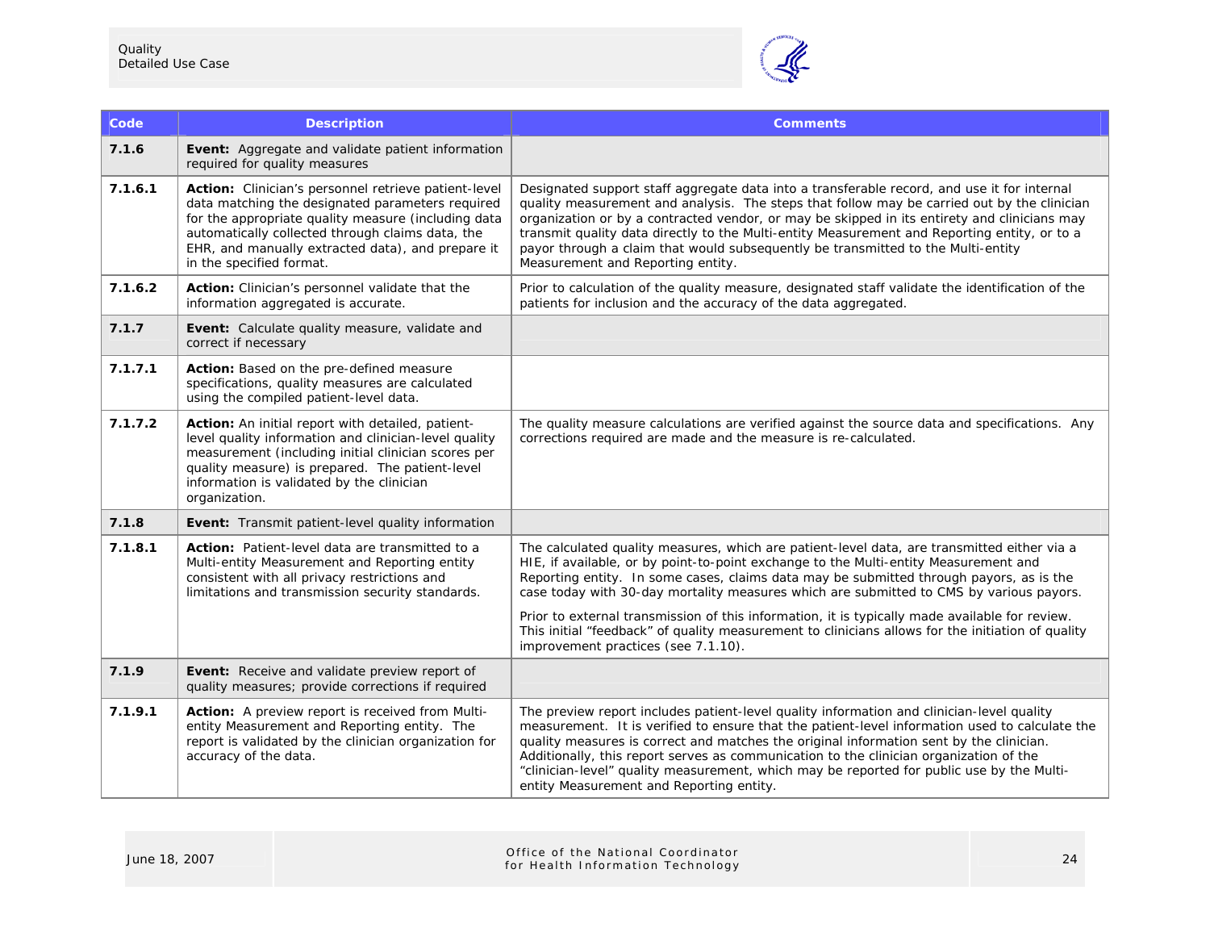| Code | Description | Comments |
| --- | --- | --- |
| **7.1.6** | **Event:** Aggregate and validate patient information required for quality measures | |
| **7.1.6.1** | **Action:** Clinician's personnel retrieve patient-level data matching the designated parameters required for the appropriate quality measure (including data automatically collected through claims data, the EHR, and manually extracted data), and prepare it in the specified format. | Designated support staff aggregate data into a transferable record, and use it for internal quality measurement and analysis. The steps that follow may be carried out by the clinician organization or by a contracted vendor, or may be skipped in its entirety and clinicians may transmit quality data directly to the Multi-entity Measurement and Reporting entity, or to a payor through a claim that would subsequently be transmitted to the Multi-entity Measurement and Reporting entity. |
| **7.1.6.2** | **Action:** Clinician's personnel validate that the information aggregated is accurate. | Prior to calculation of the quality measure, designated staff validate the identification of the patients for inclusion and the accuracy of the data aggregated. |
| **7.1.7** | **Event:** Calculate quality measure, validate and correct if necessary | |
| **7.1.7.1** | **Action:** Based on the pre-defined measure specifications, quality measures are calculated using the compiled patient-level data. | |
| **7.1.7.2** | **Action:** An initial report with detailed, patient-level quality information and clinician-level quality measurement (including initial clinician scores per quality measure) is prepared. The patient-level information is validated by the clinician organization. | The quality measure calculations are verified against the source data and specifications. Any corrections required are made and the measure is re-calculated. |
| **7.1.8** | **Event:** Transmit patient-level quality information | |
| **7.1.8.1** | **Action:** Patient-level data are transmitted to a Multi-entity Measurement and Reporting entity consistent with all privacy restrictions and limitations and transmission security standards. | The calculated quality measures, which are patient-level data, are transmitted either via a HIE, if available, or by point-to-point exchange to the Multi-entity Measurement and Reporting entity. In some cases, claims data may be submitted through payors, as is the case today with 30-day mortality measures which are submitted to CMS by various payors.<br><br>Prior to external transmission of this information, it is typically made available for review. This initial "feedback" of quality measurement to clinicians allows for the initiation of quality improvement practices (see 7.1.10). |
| **7.1.9** | **Event:** Receive and validate preview report of quality measures; provide corrections if required | |
| **7.1.9.1** | **Action:** A preview report is received from Multi-entity Measurement and Reporting entity. The report is validated by the clinician organization for accuracy of the data. | The preview report includes patient-level quality information and clinician-level quality measurement. It is verified to ensure that the patient-level information used to calculate the quality measures is correct and matches the original information sent by the clinician. Additionally, this report serves as communication to the clinician organization of the "clinician-level" quality measurement, which may be reported for public use by the Multi-entity Measurement and Reporting entity. |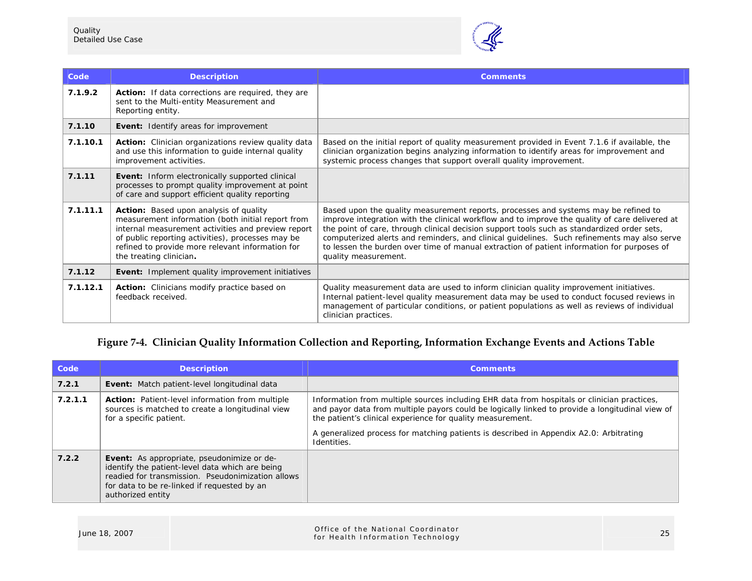| Code | Description | Comments |
|---|---|---|
| **7.1.9.2** | **Action:** If data corrections are required, they are sent to the Multi-entity Measurement and Reporting entity. | |
| **7.1.10** | **Event:** Identify areas for improvement | |
| **7.1.10.1** | **Action:** Clinician organizations review quality data and use this information to guide internal quality improvement activities. | Based on the initial report of quality measurement provided in Event 7.1.6 if available, the clinician organization begins analyzing information to identify areas for improvement and systemic process changes that support overall quality improvement. |
| **7.1.11** | **Event:** Inform electronically supported clinical processes to prompt quality improvement at point of care and support efficient quality reporting | |
| **7.1.11.1** | **Action:** Based upon analysis of quality measurement information (both initial report from internal measurement activities and preview report of public reporting activities), processes may be refined to provide more relevant information for the treating clinician**.** | Based upon the quality measurement reports, processes and systems may be refined to improve integration with the clinical workflow and to improve the quality of care delivered at the point of care, through clinical decision support tools such as standardized order sets, computerized alerts and reminders, and clinical guidelines. Such refinements may also serve to lessen the burden over time of manual extraction of patient information for purposes of quality measurement. |
| **7.1.12** | **Event:** Implement quality improvement initiatives | |
| **7.1.12.1** | **Action:** Clinicians modify practice based on feedback received. | Quality measurement data are used to inform clinician quality improvement initiatives. Internal patient-level quality measurement data may be used to conduct focused reviews in management of particular conditions, or patient populations as well as reviews of individual clinician practices. |

**Figure 7-4. Clinician Quality Information Collection and Reporting, Information Exchange Events and Actions Table**

| Code | Description | Comments |
|---|---|---|
| **7.2.1** | **Event:** Match patient-level longitudinal data | |
| **7.2.1.1** | **Action:** Patient-level information from multiple sources is matched to create a longitudinal view for a specific patient. | Information from multiple sources including EHR data from hospitals or clinician practices, and payor data from multiple payors could be logically linked to provide a longitudinal view of the patient's clinical experience for quality measurement.<br><br>A generalized process for matching patients is described in Appendix A2.0: Arbitrating Identities. |
| **7.2.2** | **Event:** As appropriate, pseudonimize or de-identify the patient-level data which are being readied for transmission. Pseudonimization allows for data to be re-linked if requested by an authorized entity | |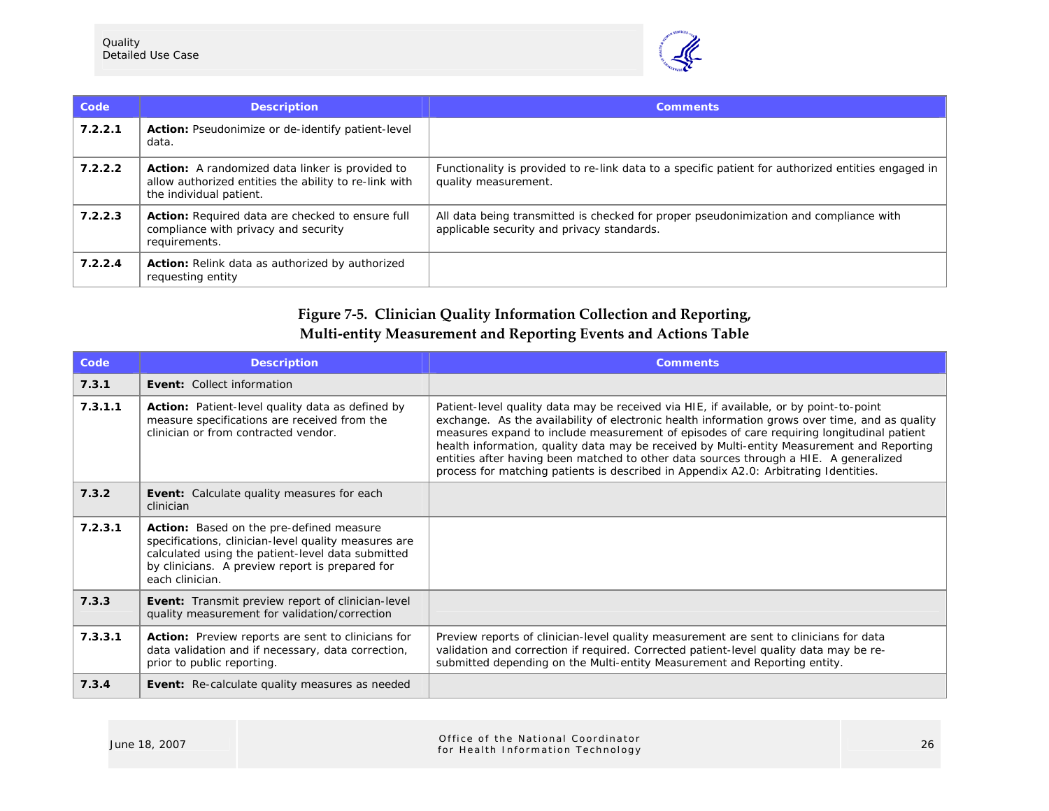| Code | Description | Comments |
|---|---|---|
| **7.2.2.1** | **Action:** Pseudonimize or de-identify patient-level data. | |
| **7.2.2.2** | **Action:** A randomized data linker is provided to allow authorized entities the ability to re-link with the individual patient. | Functionality is provided to re-link data to a specific patient for authorized entities engaged in quality measurement. |
| **7.2.2.3** | **Action:** Required data are checked to ensure full compliance with privacy and security requirements. | All data being transmitted is checked for proper pseudonimization and compliance with applicable security and privacy standards. |
| **7.2.2.4** | **Action:** Relink data as authorized by authorized requesting entity | |

**Figure 7-5. Clinician Quality Information Collection and Reporting, Multi-entity Measurement and Reporting Events and Actions Table**

| Code | Description | Comments |
|---|---|---|
| **7.3.1** | **Event:** Collect information | |
| **7.3.1.1** | **Action:** Patient-level quality data as defined by measure specifications are received from the clinician or from contracted vendor. | Patient-level quality data may be received via HIE, if available, or by point-to-point exchange. As the availability of electronic health information grows over time, and as quality measures expand to include measurement of episodes of care requiring longitudinal patient health information, quality data may be received by Multi-entity Measurement and Reporting entities after having been matched to other data sources through a HIE. A generalized process for matching patients is described in Appendix A2.0: Arbitrating Identities. |
| **7.3.2** | **Event:** Calculate quality measures for each clinician | |
| **7.2.3.1** | **Action:** Based on the pre-defined measure specifications, clinician-level quality measures are calculated using the patient-level data submitted by clinicians. A preview report is prepared for each clinician. | |
| **7.3.3** | **Event:** Transmit preview report of clinician-level quality measurement for validation/correction | |
| **7.3.3.1** | **Action:** Preview reports are sent to clinicians for data validation and if necessary, data correction, prior to public reporting. | Preview reports of clinician-level quality measurement are sent to clinicians for data validation and correction if required. Corrected patient-level quality data may be re-submitted depending on the Multi-entity Measurement and Reporting entity. |
| **7.3.4** | **Event:** Re-calculate quality measures as needed | |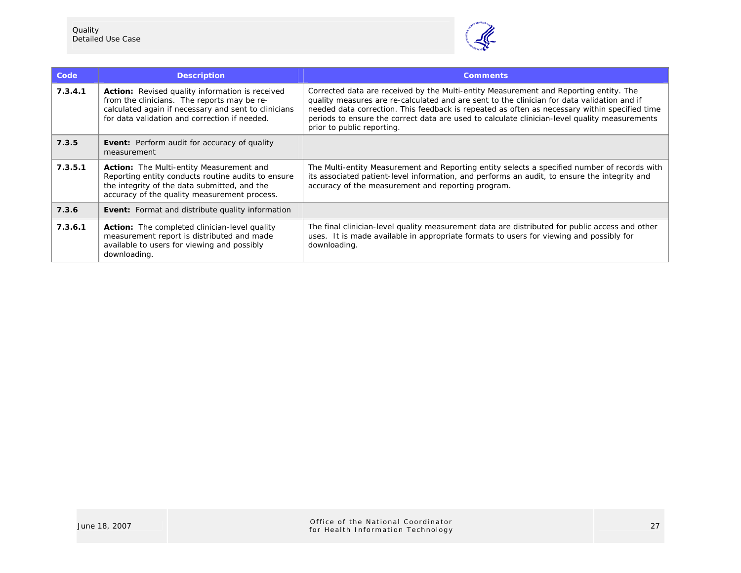| Code | Description | Comments |
|---|---|---|
| **7.3.4.1** | **Action:** Revised quality information is received from the clinicians. The reports may be re-calculated again if necessary and sent to clinicians for data validation and correction if needed. | Corrected data are received by the Multi-entity Measurement and Reporting entity. The quality measures are re-calculated and are sent to the clinician for data validation and if needed data correction. This feedback is repeated as often as necessary within specified time periods to ensure the correct data are used to calculate clinician-level quality measurements prior to public reporting. |
| **7.3.5** | **Event:** Perform audit for accuracy of quality measurement | |
| **7.3.5.1** | **Action:** The Multi-entity Measurement and Reporting entity conducts routine audits to ensure the integrity of the data submitted, and the accuracy of the quality measurement process. | The Multi-entity Measurement and Reporting entity selects a specified number of records with its associated patient-level information, and performs an audit, to ensure the integrity and accuracy of the measurement and reporting program. |
| **7.3.6** | **Event:** Format and distribute quality information | |
| **7.3.6.1** | **Action:** The completed clinician-level quality measurement report is distributed and made available to users for viewing and possibly downloading. | The final clinician-level quality measurement data are distributed for public access and other uses. It is made available in appropriate formats to users for viewing and possibly for downloading. |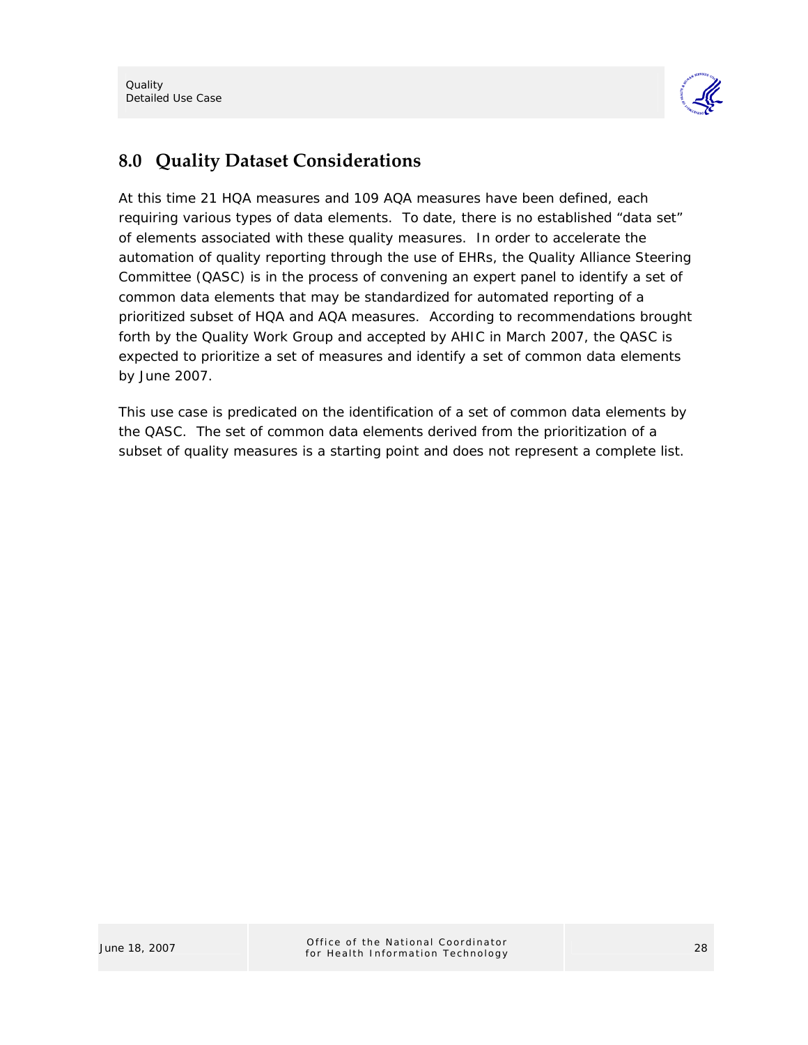## 8.0 Quality Dataset Considerations

At this time 21 HQA measures and 109 AQA measures have been defined, each requiring various types of data elements. To date, there is no established "data set" of elements associated with these quality measures. In order to accelerate the automation of quality reporting through the use of EHRs, the Quality Alliance Steering Committee (QASC) is in the process of convening an expert panel to identify a set of common data elements that may be standardized for automated reporting of a prioritized subset of HQA and AQA measures. According to recommendations brought forth by the Quality Work Group and accepted by AHIC in March 2007, the QASC is expected to prioritize a set of measures and identify a set of common data elements by June 2007.

This use case is predicated on the identification of a set of common data elements by the QASC. The set of common data elements derived from the prioritization of a subset of quality measures is a starting point and does not represent a complete list.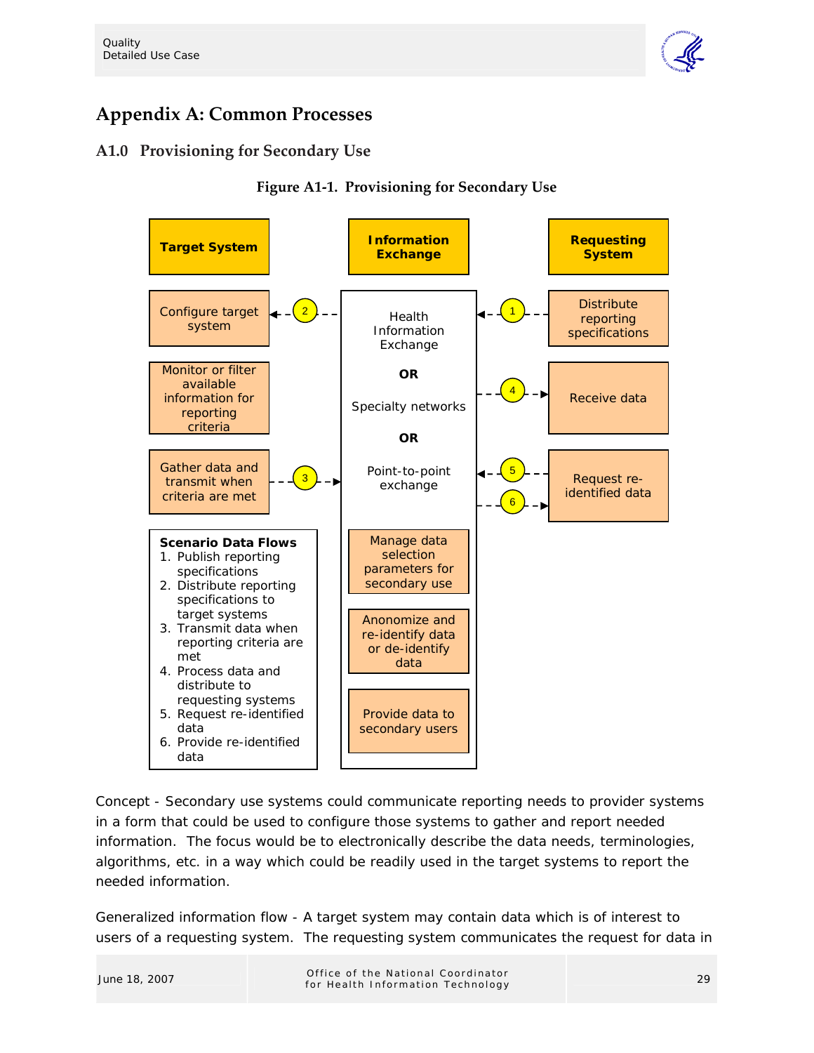# Appendix A: Common Processes

## A1.0 Provisioning for Secondary Use

**Figure A1-1. Provisioning for Secondary Use**

**Target System**

- Configure target system
- Monitor or filter available information for reporting criteria
- Gather data and transmit when criteria are met

**Information Exchange**

Health Information Exchange

**OR**

Specialty networks

**OR**

Point-to-point exchange

- Manage data selection parameters for secondary use
- Anonomize and re-identify data or de-identify data
- Provide data to secondary users

**Requesting System**

- Distribute reporting specifications
- Receive data
- Request re-identified data

**Scenario Data Flows**

1. Publish reporting specifications
2. Distribute reporting specifications to target systems
3. Transmit data when reporting criteria are met
4. Process data and distribute to requesting systems
5. Request re-identified data
6. Provide re-identified data

Concept - Secondary use systems could communicate reporting needs to provider systems in a form that could be used to configure those systems to gather and report needed information. The focus would be to electronically describe the data needs, terminologies, algorithms, etc. in a way which could be readily used in the target systems to report the needed information.

Generalized information flow - A target system may contain data which is of interest to users of a requesting system. The requesting system communicates the request for data in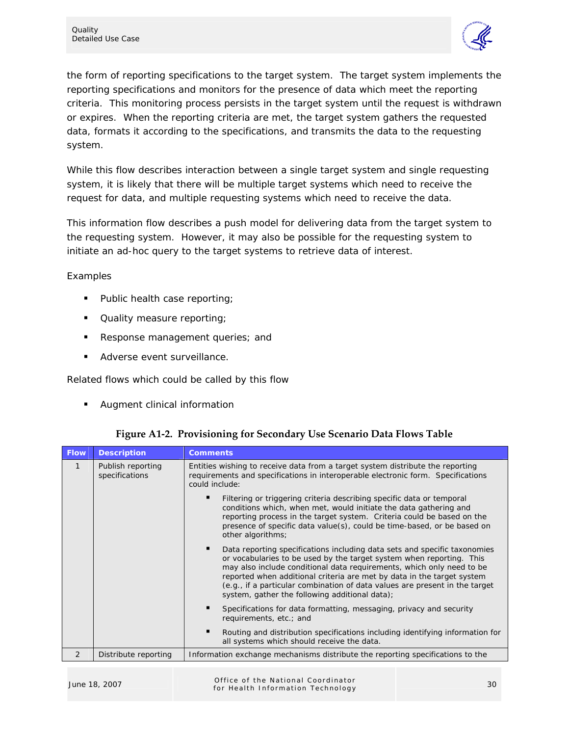the form of reporting specifications to the target system. The target system implements the reporting specifications and monitors for the presence of data which meet the reporting criteria. This monitoring process persists in the target system until the request is withdrawn or expires. When the reporting criteria are met, the target system gathers the requested data, formats it according to the specifications, and transmits the data to the requesting system.

While this flow describes interaction between a single target system and single requesting system, it is likely that there will be multiple target systems which need to receive the request for data, and multiple requesting systems which need to receive the data.

This information flow describes a push model for delivering data from the target system to the requesting system. However, it may also be possible for the requesting system to initiate an ad-hoc query to the target systems to retrieve data of interest.

Examples

- Public health case reporting;
- Quality measure reporting;
- Response management queries; and
- Adverse event surveillance.

Related flows which could be called by this flow

- Augment clinical information

**Figure A1-2. Provisioning for Secondary Use Scenario Data Flows Table**

| Flow | Description | Comments |
|---|---|---|
| 1 | Publish reporting specifications | Entities wishing to receive data from a target system distribute the reporting requirements and specifications in interoperable electronic form. Specifications could include:<br>▪ Filtering or triggering criteria describing specific data or temporal conditions which, when met, would initiate the data gathering and reporting process in the target system. Criteria could be based on the presence of specific data value(s), could be time-based, or be based on other algorithms;<br>▪ Data reporting specifications including data sets and specific taxonomies or vocabularies to be used by the target system when reporting. This may also include conditional data requirements, which only need to be reported when additional criteria are met by data in the target system (e.g., if a particular combination of data values are present in the target system, gather the following additional data);<br>▪ Specifications for data formatting, messaging, privacy and security requirements, etc.; and<br>▪ Routing and distribution specifications including identifying information for all systems which should receive the data. |
| 2 | Distribute reporting | Information exchange mechanisms distribute the reporting specifications to the |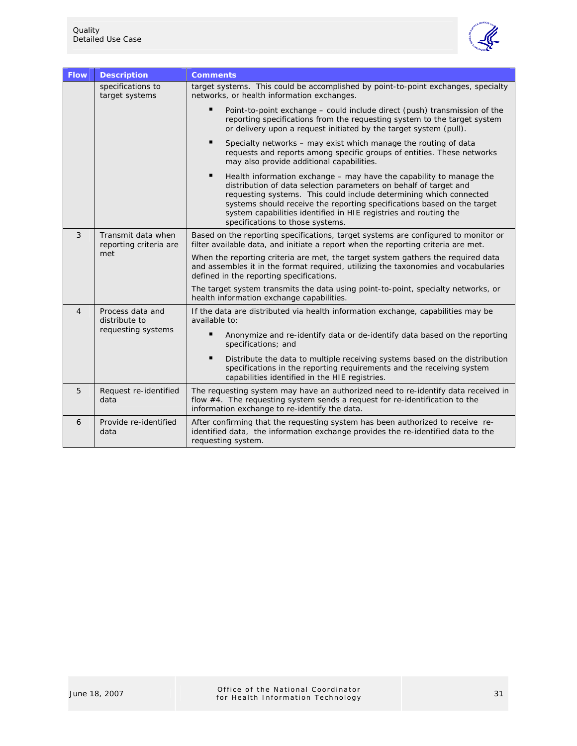| Flow | Description | Comments |
|---|---|---|
| | specifications to target systems | target systems. This could be accomplished by point-to-point exchanges, specialty networks, or health information exchanges.<br>▪ Point-to-point exchange – could include direct (push) transmission of the reporting specifications from the requesting system to the target system or delivery upon a request initiated by the target system (pull).<br>▪ Specialty networks – may exist which manage the routing of data requests and reports among specific groups of entities. These networks may also provide additional capabilities.<br>▪ Health information exchange – may have the capability to manage the distribution of data selection parameters on behalf of target and requesting systems. This could include determining which connected systems should receive the reporting specifications based on the target system capabilities identified in HIE registries and routing the specifications to those systems. |
| 3 | Transmit data when reporting criteria are met | Based on the reporting specifications, target systems are configured to monitor or filter available data, and initiate a report when the reporting criteria are met.<br>When the reporting criteria are met, the target system gathers the required data and assembles it in the format required, utilizing the taxonomies and vocabularies defined in the reporting specifications.<br>The target system transmits the data using point-to-point, specialty networks, or health information exchange capabilities. |
| 4 | Process data and distribute to requesting systems | If the data are distributed via health information exchange, capabilities may be available to:<br>▪ Anonymize and re-identify data or de-identify data based on the reporting specifications; and<br>▪ Distribute the data to multiple receiving systems based on the distribution specifications in the reporting requirements and the receiving system capabilities identified in the HIE registries. |
| 5 | Request re-identified data | The requesting system may have an authorized need to re-identify data received in flow #4. The requesting system sends a request for re-identification to the information exchange to re-identify the data. |
| 6 | Provide re-identified data | After confirming that the requesting system has been authorized to receive re-identified data, the information exchange provides the re-identified data to the requesting system. |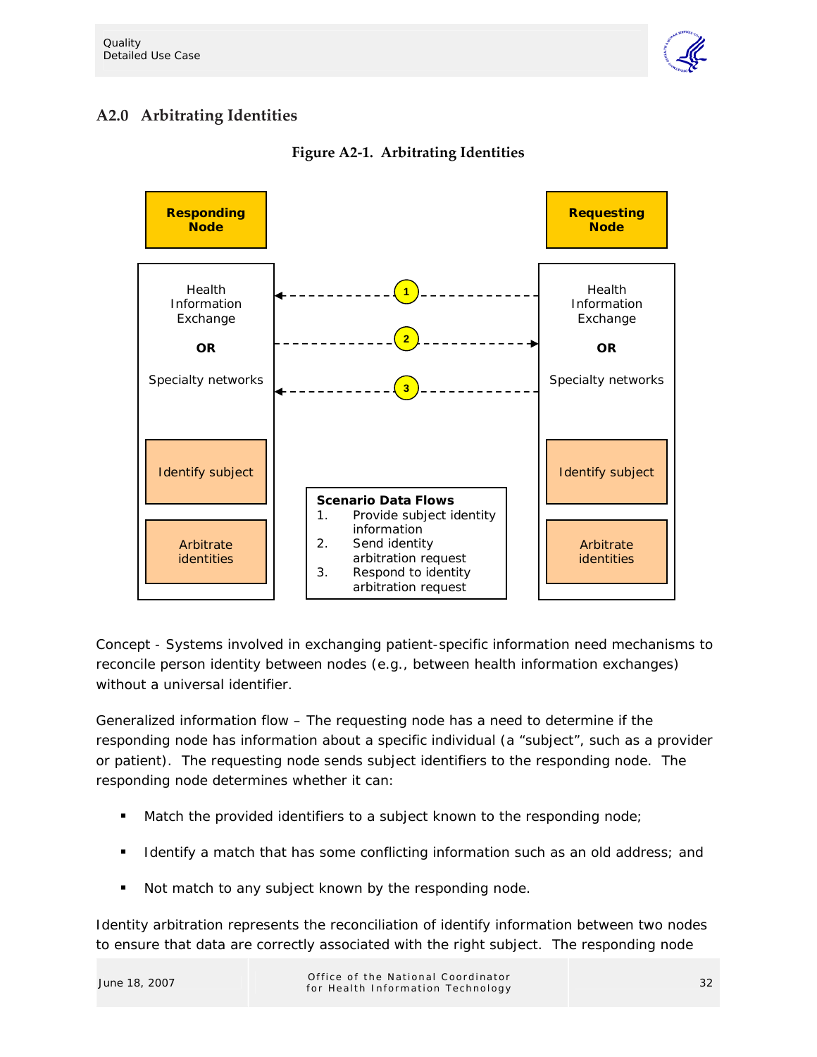## A2.0 Arbitrating Identities

**Figure A2-1. Arbitrating Identities**

| Responding Node | | Requesting Node |
|---|---|---|
| Health Information Exchange **OR** Specialty networks | ← 1 | Health Information Exchange **OR** Specialty networks |
| | 2 → | |
| | ← 3 | |
| Identify subject | | Identify subject |
| Arbitrate identities | | Arbitrate identities |

**Scenario Data Flows**

1. Provide subject identity information
2. Send identity arbitration request
3. Respond to identity arbitration request

Concept - Systems involved in exchanging patient-specific information need mechanisms to reconcile person identity between nodes (e.g., between health information exchanges) without a universal identifier.

Generalized information flow – The requesting node has a need to determine if the responding node has information about a specific individual (a "subject", such as a provider or patient). The requesting node sends subject identifiers to the responding node. The responding node determines whether it can:

- Match the provided identifiers to a subject known to the responding node;
- Identify a match that has some conflicting information such as an old address; and
- Not match to any subject known by the responding node.

Identity arbitration represents the reconciliation of identify information between two nodes to ensure that data are correctly associated with the right subject. The responding node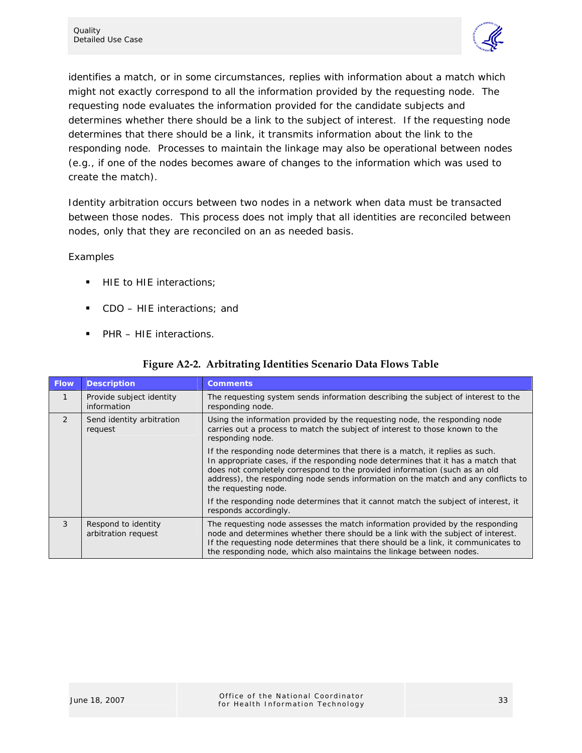identifies a match, or in some circumstances, replies with information about a match which might not exactly correspond to all the information provided by the requesting node. The requesting node evaluates the information provided for the candidate subjects and determines whether there should be a link to the subject of interest. If the requesting node determines that there should be a link, it transmits information about the link to the responding node. Processes to maintain the linkage may also be operational between nodes (e.g., if one of the nodes becomes aware of changes to the information which was used to create the match).

Identity arbitration occurs between two nodes in a network when data must be transacted between those nodes. This process does not imply that all identities are reconciled between nodes, only that they are reconciled on an as needed basis.

Examples

- HIE to HIE interactions;
- CDO – HIE interactions; and
- PHR – HIE interactions.

**Figure A2-2. Arbitrating Identities Scenario Data Flows Table**

| Flow | Description | Comments |
|---|---|---|
| 1 | Provide subject identity information | The requesting system sends information describing the subject of interest to the responding node. |
| 2 | Send identity arbitration request | Using the information provided by the requesting node, the responding node carries out a process to match the subject of interest to those known to the responding node.<br><br>If the responding node determines that there is a match, it replies as such. In appropriate cases, if the responding node determines that it has a match that does not completely correspond to the provided information (such as an old address), the responding node sends information on the match and any conflicts to the requesting node.<br><br>If the responding node determines that it cannot match the subject of interest, it responds accordingly. |
| 3 | Respond to identity arbitration request | The requesting node assesses the match information provided by the responding node and determines whether there should be a link with the subject of interest. If the requesting node determines that there should be a link, it communicates to the responding node, which also maintains the linkage between nodes. |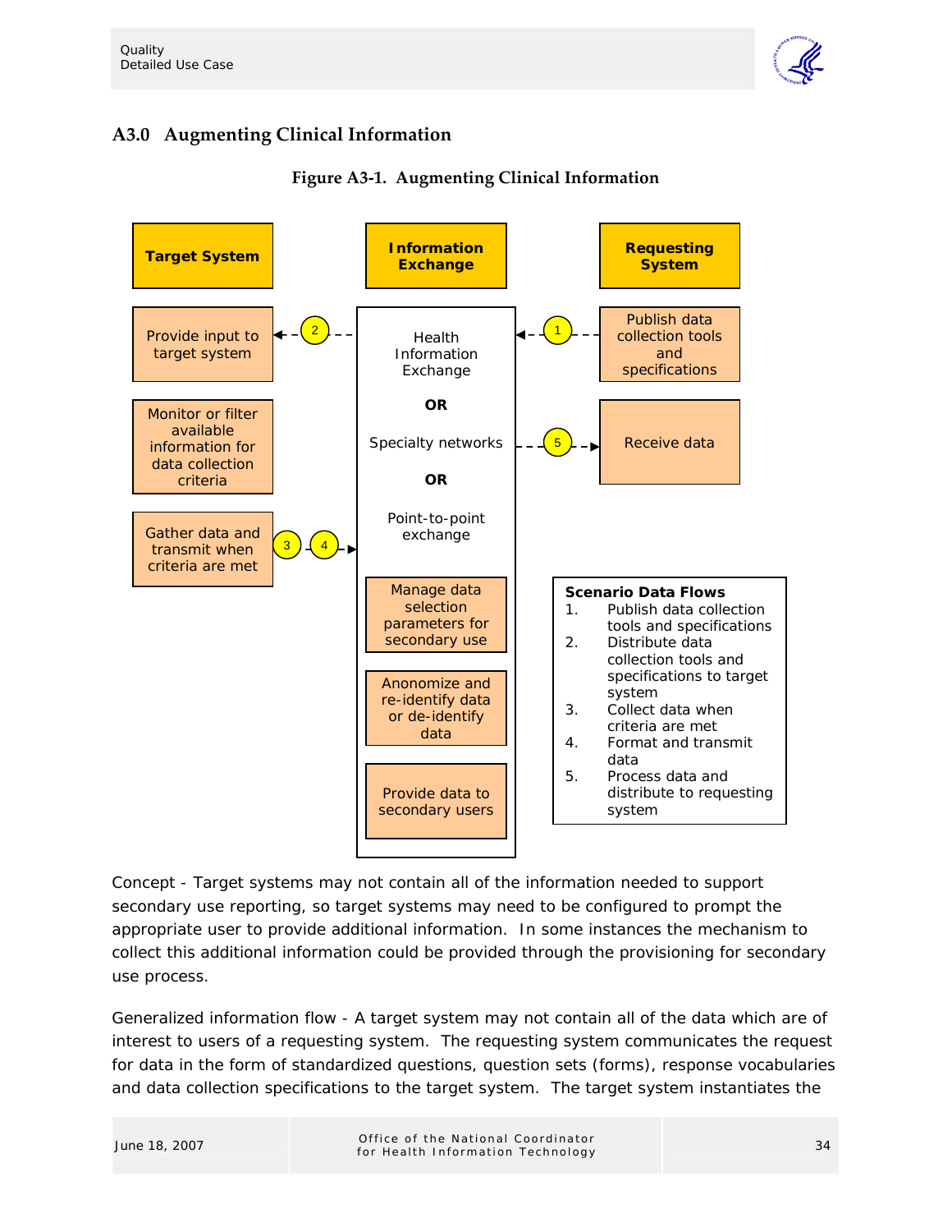## A3.0 Augmenting Clinical Information

**Figure A3-1. Augmenting Clinical Information**

| Target System | Information Exchange | Requesting System |
|---|---|---|
| Provide input to target system (← 2) | Health Information Exchange **OR** Specialty networks **OR** Point-to-point exchange | (1 →) Publish data collection tools and specifications |
| Monitor or filter available information for data collection criteria | | (5 →) Receive data |
| Gather data and transmit when criteria are met (3, 4 →) | | |
| | Manage data selection parameters for secondary use | |
| | Anonomize and re-identify data or de-identify data | |
| | Provide data to secondary users | |

**Scenario Data Flows**

1. Publish data collection tools and specifications
2. Distribute data collection tools and specifications to target system
3. Collect data when criteria are met
4. Format and transmit data
5. Process data and distribute to requesting system

Concept - Target systems may not contain all of the information needed to support secondary use reporting, so target systems may need to be configured to prompt the appropriate user to provide additional information. In some instances the mechanism to collect this additional information could be provided through the provisioning for secondary use process.

Generalized information flow - A target system may not contain all of the data which are of interest to users of a requesting system. The requesting system communicates the request for data in the form of standardized questions, question sets (forms), response vocabularies and data collection specifications to the target system. The target system instantiates the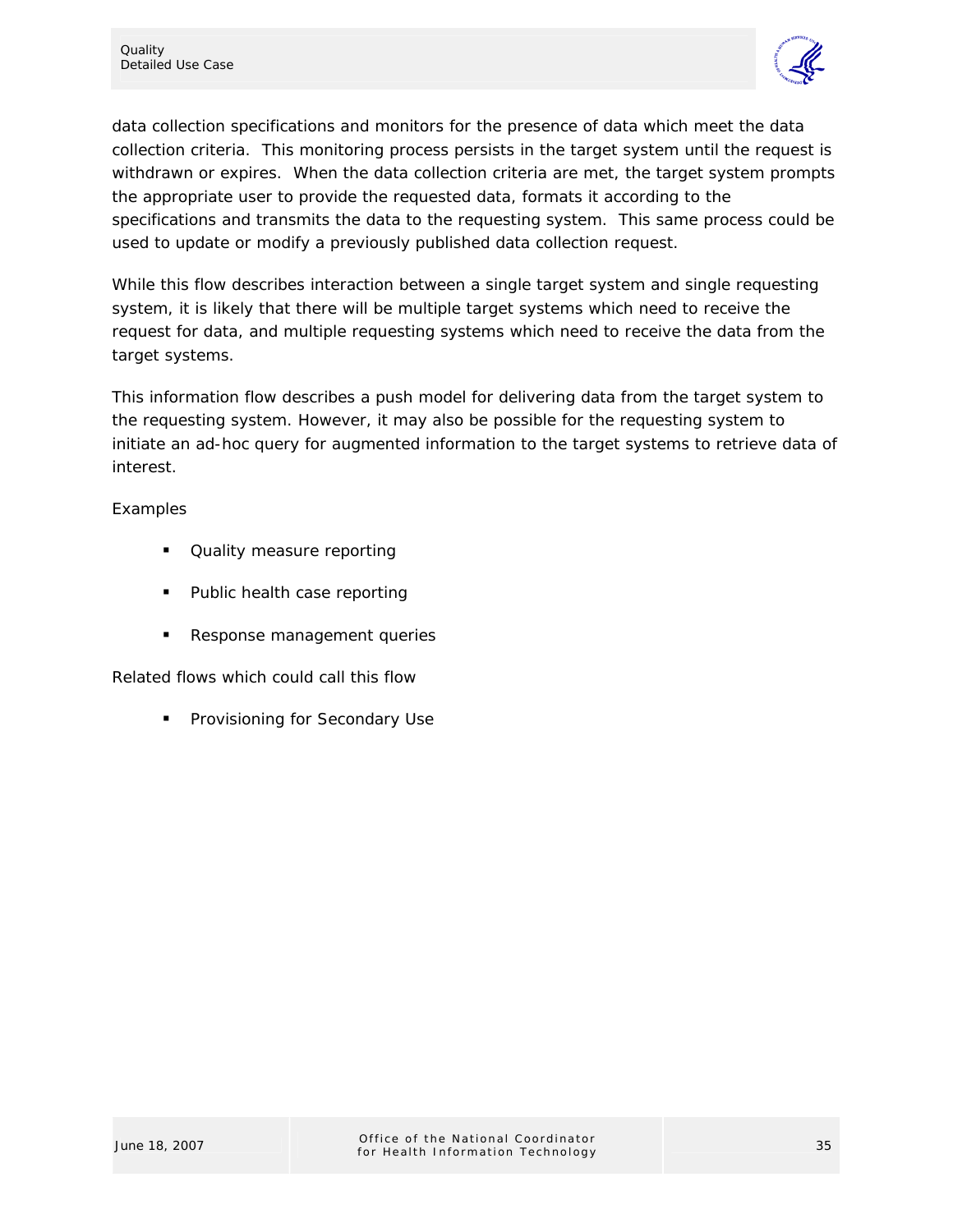data collection specifications and monitors for the presence of data which meet the data collection criteria. This monitoring process persists in the target system until the request is withdrawn or expires. When the data collection criteria are met, the target system prompts the appropriate user to provide the requested data, formats it according to the specifications and transmits the data to the requesting system. This same process could be used to update or modify a previously published data collection request.

While this flow describes interaction between a single target system and single requesting system, it is likely that there will be multiple target systems which need to receive the request for data, and multiple requesting systems which need to receive the data from the target systems.

This information flow describes a push model for delivering data from the target system to the requesting system. However, it may also be possible for the requesting system to initiate an ad-hoc query for augmented information to the target systems to retrieve data of interest.

Examples

- Quality measure reporting
- Public health case reporting
- Response management queries

Related flows which could call this flow

- Provisioning for Secondary Use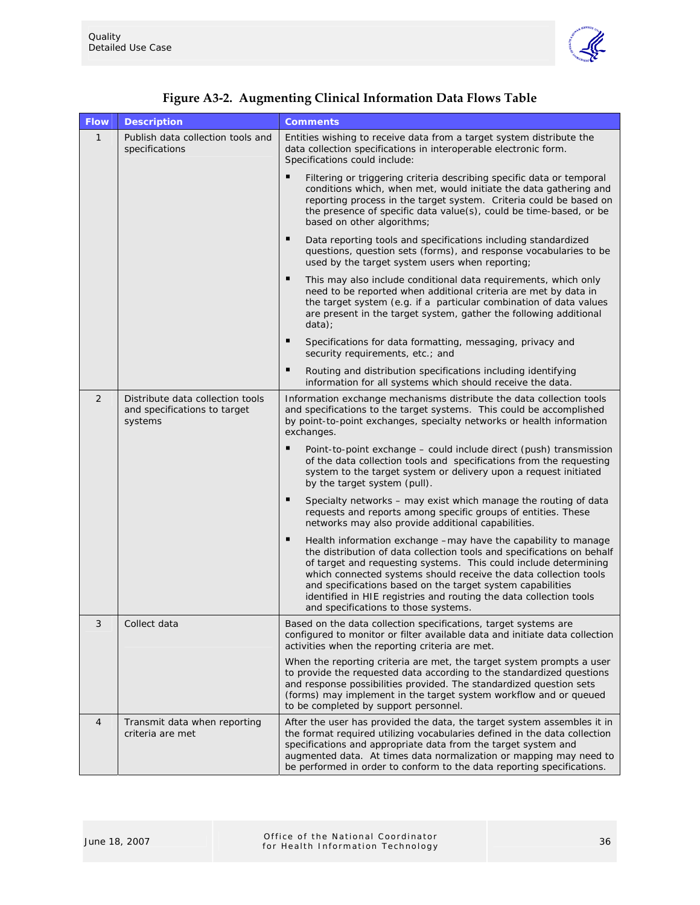### Figure A3-2. Augmenting Clinical Information Data Flows Table

| Flow | Description | Comments |
|---|---|---|
| 1 | Publish data collection tools and specifications | Entities wishing to receive data from a target system distribute the data collection specifications in interoperable electronic form. Specifications could include:<br>▪ Filtering or triggering criteria describing specific data or temporal conditions which, when met, would initiate the data gathering and reporting process in the target system. Criteria could be based on the presence of specific data value(s), could be time-based, or be based on other algorithms;<br>▪ Data reporting tools and specifications including standardized questions, question sets (forms), and response vocabularies to be used by the target system users when reporting;<br>▪ This may also include conditional data requirements, which only need to be reported when additional criteria are met by data in the target system (e.g. if a particular combination of data values are present in the target system, gather the following additional data);<br>▪ Specifications for data formatting, messaging, privacy and security requirements, etc.; and<br>▪ Routing and distribution specifications including identifying information for all systems which should receive the data. |
| 2 | Distribute data collection tools and specifications to target systems | Information exchange mechanisms distribute the data collection tools and specifications to the target systems. This could be accomplished by point-to-point exchanges, specialty networks or health information exchanges.<br>▪ Point-to-point exchange – could include direct (push) transmission of the data collection tools and specifications from the requesting system to the target system or delivery upon a request initiated by the target system (pull).<br>▪ Specialty networks – may exist which manage the routing of data requests and reports among specific groups of entities. These networks may also provide additional capabilities.<br>▪ Health information exchange – may have the capability to manage the distribution of data collection tools and specifications on behalf of target and requesting systems. This could include determining which connected systems should receive the data collection tools and specifications based on the target system capabilities identified in HIE registries and routing the data collection tools and specifications to those systems. |
| 3 | Collect data | Based on the data collection specifications, target systems are configured to monitor or filter available data and initiate data collection activities when the reporting criteria are met.<br>When the reporting criteria are met, the target system prompts a user to provide the requested data according to the standardized questions and response possibilities provided. The standardized question sets (forms) may implement in the target system workflow and or queued to be completed by support personnel. |
| 4 | Transmit data when reporting criteria are met | After the user has provided the data, the target system assembles it in the format required utilizing vocabularies defined in the data collection specifications and appropriate data from the target system and augmented data. At times data normalization or mapping may need to be performed in order to conform to the data reporting specifications. |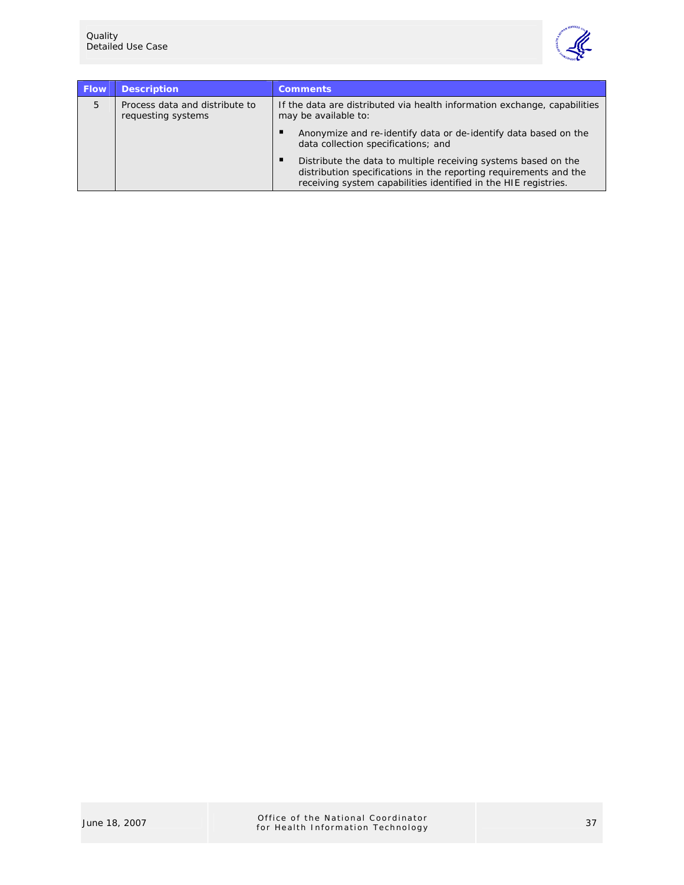| Flow | Description | Comments |
|---|---|---|
| 5 | Process data and distribute to requesting systems | If the data are distributed via health information exchange, capabilities may be available to:<br>▪ Anonymize and re-identify data or de-identify data based on the data collection specifications; and<br>▪ Distribute the data to multiple receiving systems based on the distribution specifications in the reporting requirements and the receiving system capabilities identified in the HIE registries. |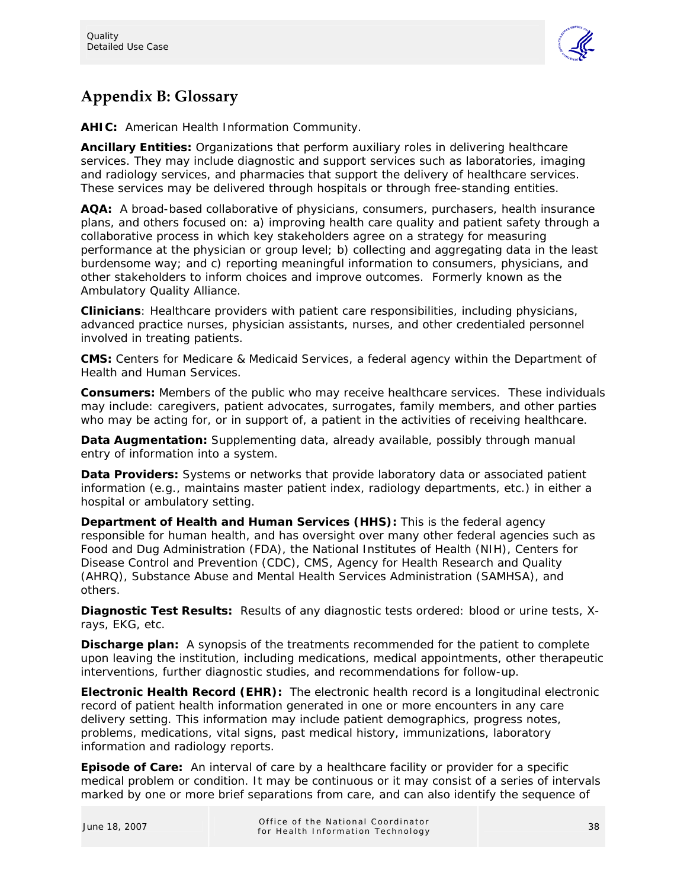## Appendix B: Glossary

**AHIC:** American Health Information Community.

**Ancillary Entities:** Organizations that perform auxiliary roles in delivering healthcare services. They may include diagnostic and support services such as laboratories, imaging and radiology services, and pharmacies that support the delivery of healthcare services. These services may be delivered through hospitals or through free-standing entities.

**AQA:** A broad-based collaborative of physicians, consumers, purchasers, health insurance plans, and others focused on: a) improving health care quality and patient safety through a collaborative process in which key stakeholders agree on a strategy for measuring performance at the physician or group level; b) collecting and aggregating data in the least burdensome way; and c) reporting meaningful information to consumers, physicians, and other stakeholders to inform choices and improve outcomes. Formerly known as the Ambulatory Quality Alliance.

**Clinicians**: Healthcare providers with patient care responsibilities, including physicians, advanced practice nurses, physician assistants, nurses, and other credentialed personnel involved in treating patients.

**CMS:** Centers for Medicare & Medicaid Services, a federal agency within the Department of Health and Human Services.

**Consumers:** Members of the public who may receive healthcare services. These individuals may include: caregivers, patient advocates, surrogates, family members, and other parties who may be acting for, or in support of, a patient in the activities of receiving healthcare.

**Data Augmentation:** Supplementing data, already available, possibly through manual entry of information into a system.

**Data Providers:** Systems or networks that provide laboratory data or associated patient information (e.g., maintains master patient index, radiology departments, etc.) in either a hospital or ambulatory setting.

**Department of Health and Human Services (HHS):** This is the federal agency responsible for human health, and has oversight over many other federal agencies such as Food and Dug Administration (FDA), the National Institutes of Health (NIH), Centers for Disease Control and Prevention (CDC), CMS, Agency for Health Research and Quality (AHRQ), Substance Abuse and Mental Health Services Administration (SAMHSA), and others.

**Diagnostic Test Results:** Results of any diagnostic tests ordered: blood or urine tests, X-rays, EKG, etc.

**Discharge plan:** A synopsis of the treatments recommended for the patient to complete upon leaving the institution, including medications, medical appointments, other therapeutic interventions, further diagnostic studies, and recommendations for follow-up.

**Electronic Health Record (EHR):** The electronic health record is a longitudinal electronic record of patient health information generated in one or more encounters in any care delivery setting. This information may include patient demographics, progress notes, problems, medications, vital signs, past medical history, immunizations, laboratory information and radiology reports.

**Episode of Care:** An interval of care by a healthcare facility or provider for a specific medical problem or condition. It may be continuous or it may consist of a series of intervals marked by one or more brief separations from care, and can also identify the sequence of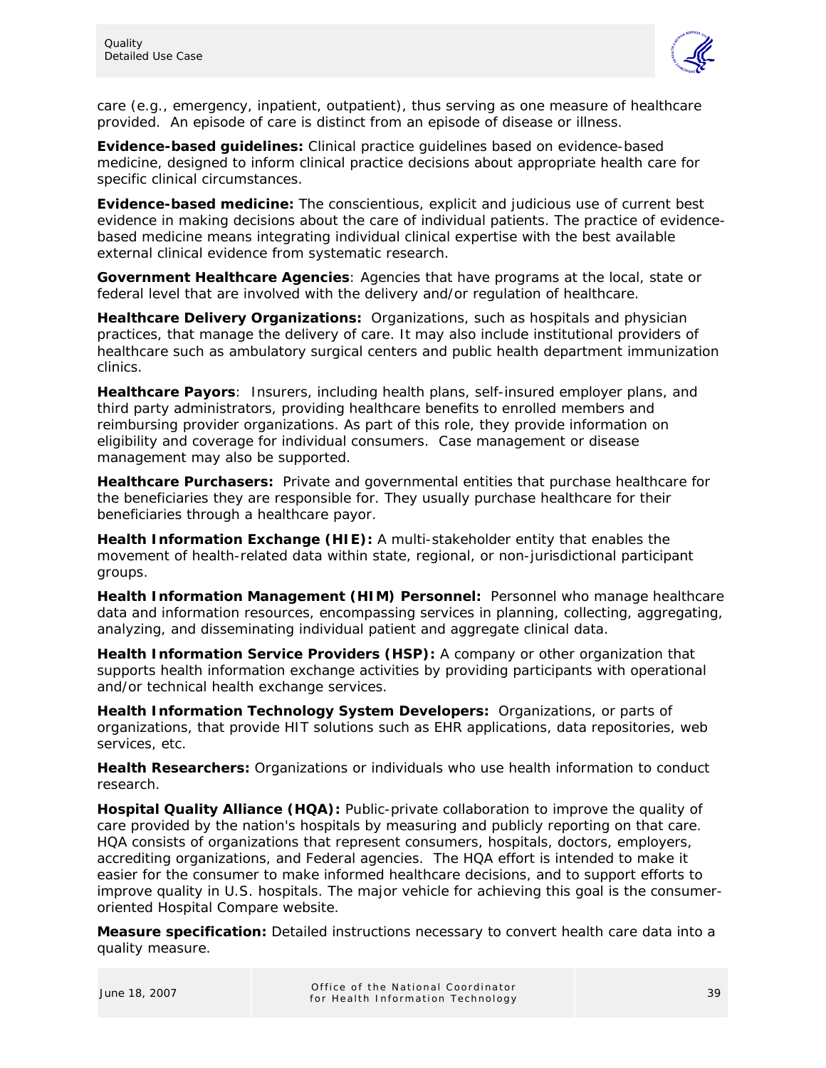care (e.g., emergency, inpatient, outpatient), thus serving as one measure of healthcare provided. An episode of care is distinct from an episode of disease or illness.

**Evidence-based guidelines:** Clinical practice guidelines based on evidence-based medicine, designed to inform clinical practice decisions about appropriate health care for specific clinical circumstances.

**Evidence-based medicine:** The conscientious, explicit and judicious use of current best evidence in making decisions about the care of individual patients. The practice of evidence-based medicine means integrating individual clinical expertise with the best available external clinical evidence from systematic research.

**Government Healthcare Agencies**: Agencies that have programs at the local, state or federal level that are involved with the delivery and/or regulation of healthcare.

**Healthcare Delivery Organizations:** Organizations, such as hospitals and physician practices, that manage the delivery of care. It may also include institutional providers of healthcare such as ambulatory surgical centers and public health department immunization clinics.

**Healthcare Payors**: Insurers, including health plans, self-insured employer plans, and third party administrators, providing healthcare benefits to enrolled members and reimbursing provider organizations. As part of this role, they provide information on eligibility and coverage for individual consumers. Case management or disease management may also be supported.

**Healthcare Purchasers:** Private and governmental entities that purchase healthcare for the beneficiaries they are responsible for. They usually purchase healthcare for their beneficiaries through a healthcare payor.

**Health Information Exchange (HIE):** A multi-stakeholder entity that enables the movement of health-related data within state, regional, or non-jurisdictional participant groups.

**Health Information Management (HIM) Personnel:** Personnel who manage healthcare data and information resources, encompassing services in planning, collecting, aggregating, analyzing, and disseminating individual patient and aggregate clinical data.

**Health Information Service Providers (HSP):** A company or other organization that supports health information exchange activities by providing participants with operational and/or technical health exchange services.

**Health Information Technology System Developers:** Organizations, or parts of organizations, that provide HIT solutions such as EHR applications, data repositories, web services, etc.

**Health Researchers:** Organizations or individuals who use health information to conduct research.

**Hospital Quality Alliance (HQA):** Public-private collaboration to improve the quality of care provided by the nation's hospitals by measuring and publicly reporting on that care. HQA consists of organizations that represent consumers, hospitals, doctors, employers, accrediting organizations, and Federal agencies. The HQA effort is intended to make it easier for the consumer to make informed healthcare decisions, and to support efforts to improve quality in U.S. hospitals. The major vehicle for achieving this goal is the consumer-oriented Hospital Compare website.

**Measure specification:** Detailed instructions necessary to convert health care data into a quality measure.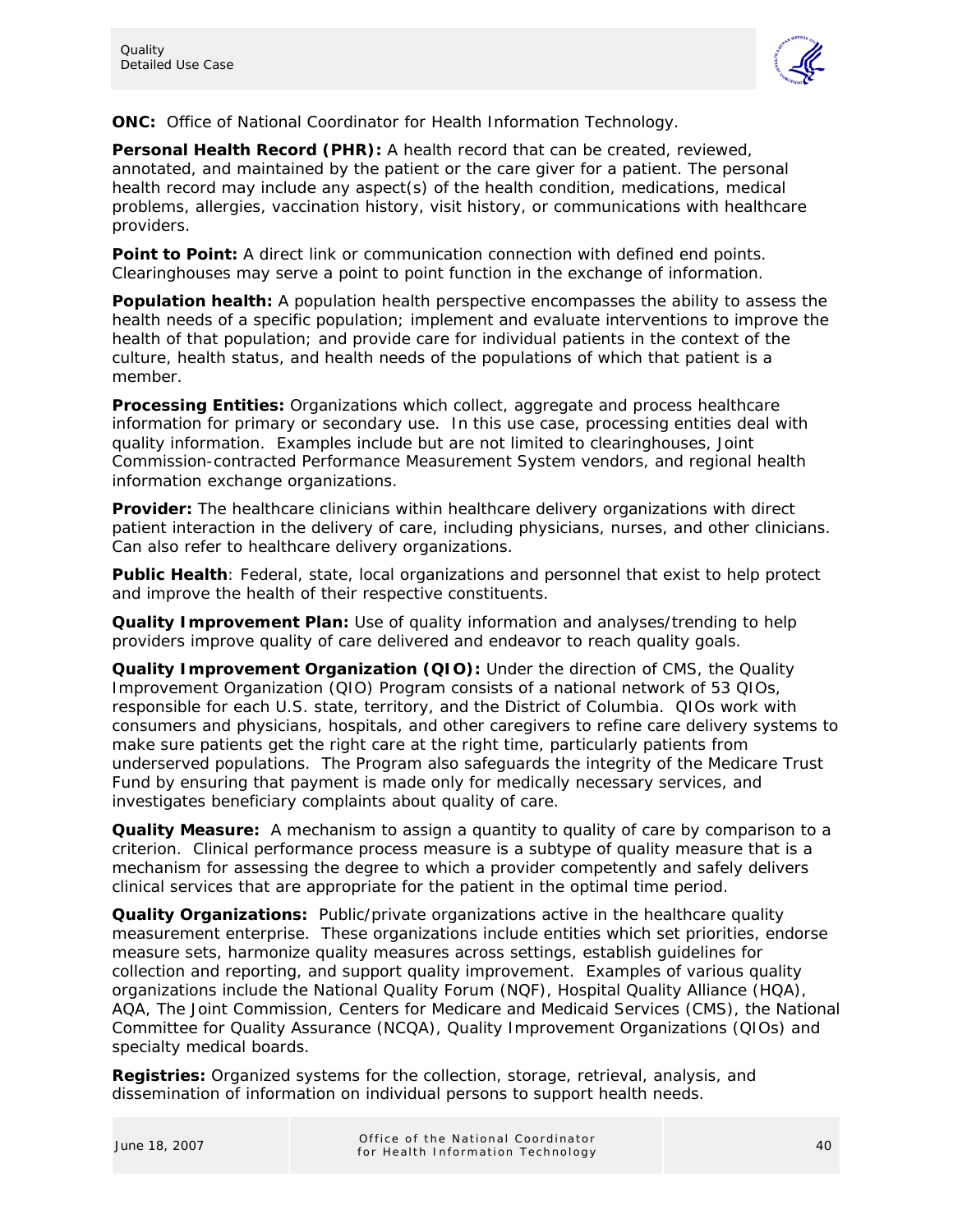**ONC:** Office of National Coordinator for Health Information Technology.

**Personal Health Record (PHR):** A health record that can be created, reviewed, annotated, and maintained by the patient or the care giver for a patient. The personal health record may include any aspect(s) of the health condition, medications, medical problems, allergies, vaccination history, visit history, or communications with healthcare providers.

**Point to Point:** A direct link or communication connection with defined end points. Clearinghouses may serve a point to point function in the exchange of information.

**Population health:** A population health perspective encompasses the ability to assess the health needs of a specific population; implement and evaluate interventions to improve the health of that population; and provide care for individual patients in the context of the culture, health status, and health needs of the populations of which that patient is a member.

**Processing Entities:** Organizations which collect, aggregate and process healthcare information for primary or secondary use. In this use case, processing entities deal with quality information. Examples include but are not limited to clearinghouses, Joint Commission-contracted Performance Measurement System vendors, and regional health information exchange organizations.

**Provider:** The healthcare clinicians within healthcare delivery organizations with direct patient interaction in the delivery of care, including physicians, nurses, and other clinicians. Can also refer to healthcare delivery organizations.

**Public Health**: Federal, state, local organizations and personnel that exist to help protect and improve the health of their respective constituents.

**Quality Improvement Plan:** Use of quality information and analyses/trending to help providers improve quality of care delivered and endeavor to reach quality goals.

**Quality Improvement Organization (QIO):** Under the direction of CMS, the Quality Improvement Organization (QIO) Program consists of a national network of 53 QIOs, responsible for each U.S. state, territory, and the District of Columbia. QIOs work with consumers and physicians, hospitals, and other caregivers to refine care delivery systems to make sure patients get the right care at the right time, particularly patients from underserved populations. The Program also safeguards the integrity of the Medicare Trust Fund by ensuring that payment is made only for medically necessary services, and investigates beneficiary complaints about quality of care.

**Quality Measure:** A mechanism to assign a quantity to quality of care by comparison to a criterion. Clinical performance process measure is a subtype of quality measure that is a mechanism for assessing the degree to which a provider competently and safely delivers clinical services that are appropriate for the patient in the optimal time period.

**Quality Organizations:** Public/private organizations active in the healthcare quality measurement enterprise. These organizations include entities which set priorities, endorse measure sets, harmonize quality measures across settings, establish guidelines for collection and reporting, and support quality improvement. Examples of various quality organizations include the National Quality Forum (NQF), Hospital Quality Alliance (HQA), AQA, The Joint Commission, Centers for Medicare and Medicaid Services (CMS), the National Committee for Quality Assurance (NCQA), Quality Improvement Organizations (QIOs) and specialty medical boards.

**Registries:** Organized systems for the collection, storage, retrieval, analysis, and dissemination of information on individual persons to support health needs.